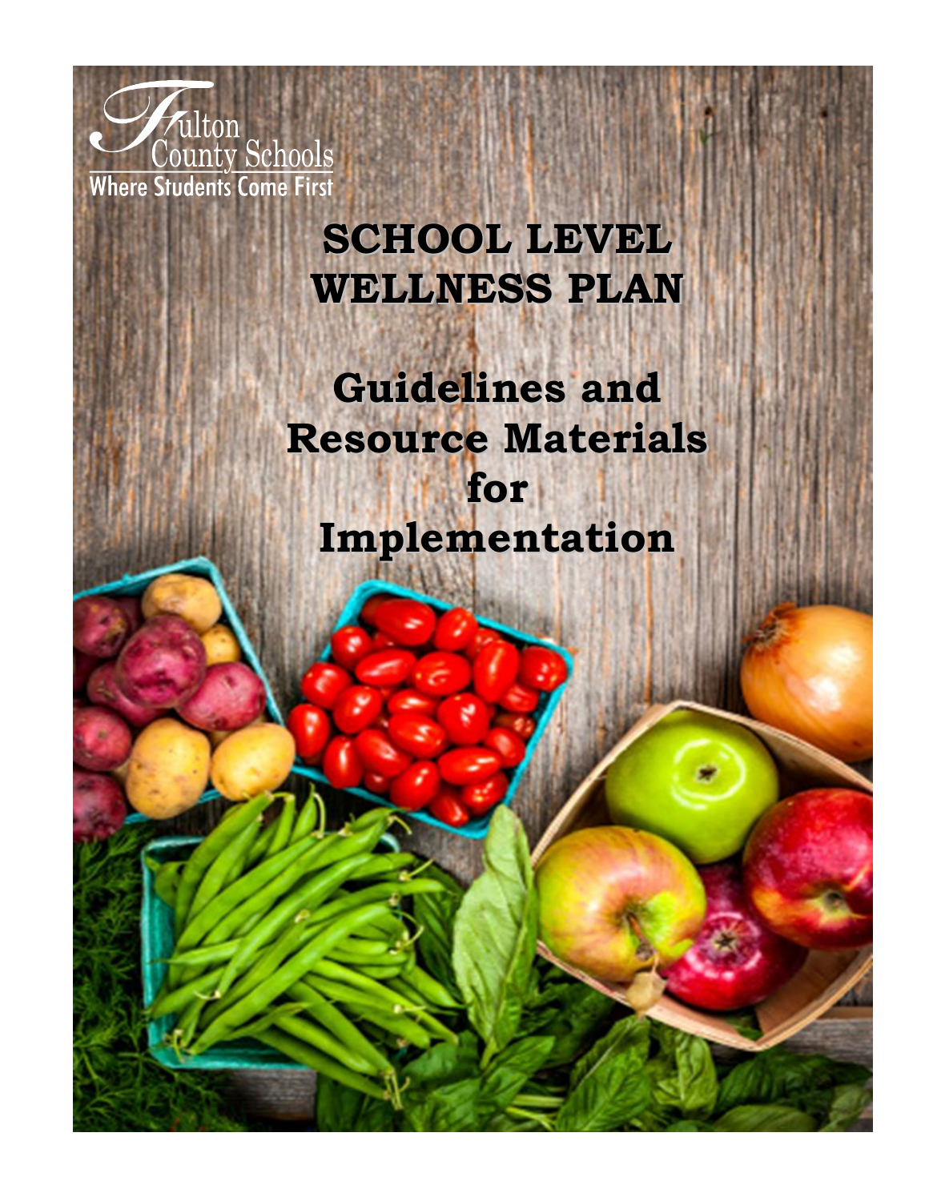Fulton County Schools

Where Students Come First

# SCHOOL LEVEL WELLNESS PLAN

## Guidelines and Resource Materials for Implementation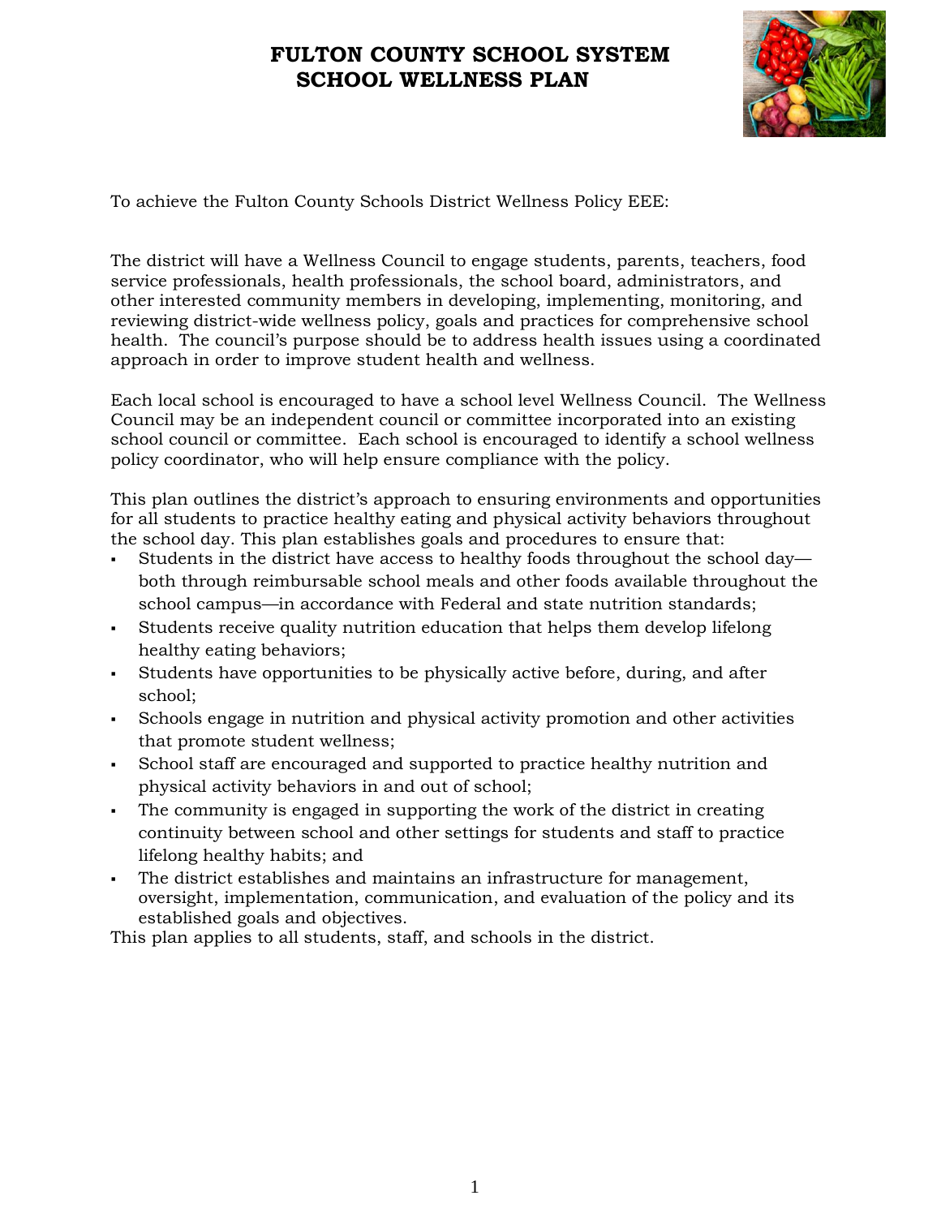# FULTON COUNTY SCHOOL SYSTEM
# SCHOOL WELLNESS PLAN

To achieve the Fulton County Schools District Wellness Policy EEE:

The district will have a Wellness Council to engage students, parents, teachers, food service professionals, health professionals, the school board, administrators, and other interested community members in developing, implementing, monitoring, and reviewing district-wide wellness policy, goals and practices for comprehensive school health. The council's purpose should be to address health issues using a coordinated approach in order to improve student health and wellness.

Each local school is encouraged to have a school level Wellness Council. The Wellness Council may be an independent council or committee incorporated into an existing school council or committee. Each school is encouraged to identify a school wellness policy coordinator, who will help ensure compliance with the policy.

This plan outlines the district's approach to ensuring environments and opportunities for all students to practice healthy eating and physical activity behaviors throughout the school day. This plan establishes goals and procedures to ensure that:

- Students in the district have access to healthy foods throughout the school day—both through reimbursable school meals and other foods available throughout the school campus—in accordance with Federal and state nutrition standards;
- Students receive quality nutrition education that helps them develop lifelong healthy eating behaviors;
- Students have opportunities to be physically active before, during, and after school;
- Schools engage in nutrition and physical activity promotion and other activities that promote student wellness;
- School staff are encouraged and supported to practice healthy nutrition and physical activity behaviors in and out of school;
- The community is engaged in supporting the work of the district in creating continuity between school and other settings for students and staff to practice lifelong healthy habits; and
- The district establishes and maintains an infrastructure for management, oversight, implementation, communication, and evaluation of the policy and its established goals and objectives.

This plan applies to all students, staff, and schools in the district.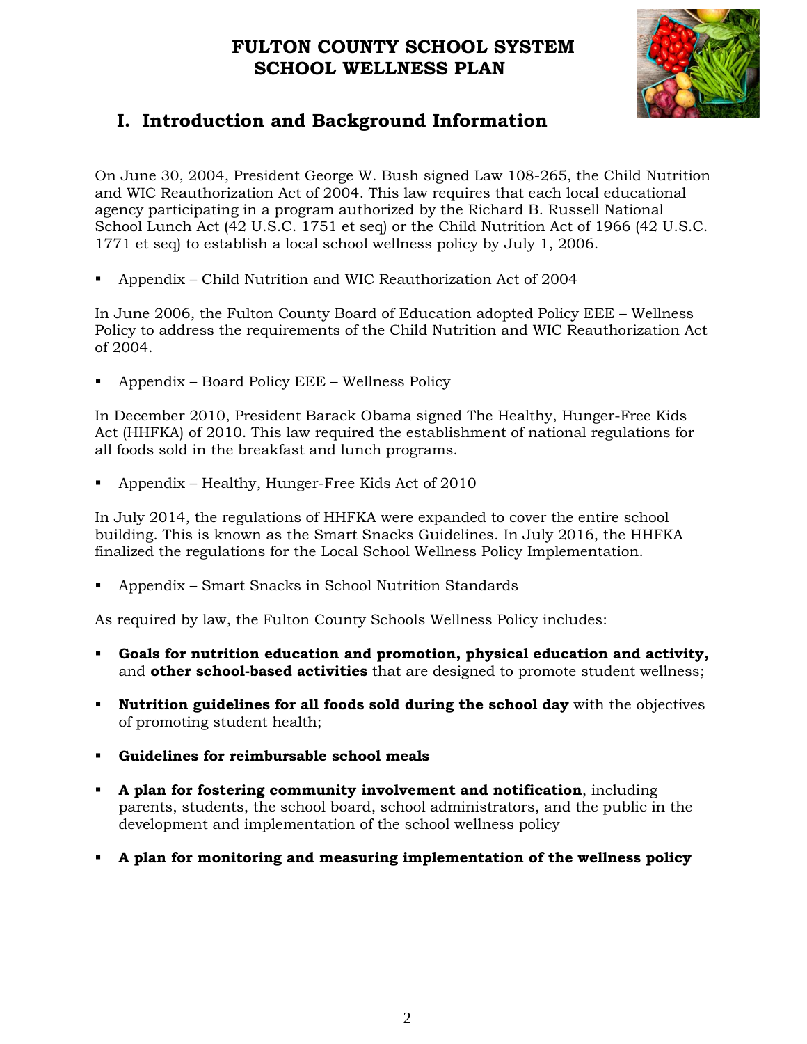# FULTON COUNTY SCHOOL SYSTEM
# SCHOOL WELLNESS PLAN

## I. Introduction and Background Information

On June 30, 2004, President George W. Bush signed Law 108-265, the Child Nutrition and WIC Reauthorization Act of 2004. This law requires that each local educational agency participating in a program authorized by the Richard B. Russell National School Lunch Act (42 U.S.C. 1751 et seq) or the Child Nutrition Act of 1966 (42 U.S.C. 1771 et seq) to establish a local school wellness policy by July 1, 2006.

- Appendix – Child Nutrition and WIC Reauthorization Act of 2004

In June 2006, the Fulton County Board of Education adopted Policy EEE – Wellness Policy to address the requirements of the Child Nutrition and WIC Reauthorization Act of 2004.

- Appendix – Board Policy EEE – Wellness Policy

In December 2010, President Barack Obama signed The Healthy, Hunger-Free Kids Act (HHFKA) of 2010. This law required the establishment of national regulations for all foods sold in the breakfast and lunch programs.

- Appendix – Healthy, Hunger-Free Kids Act of 2010

In July 2014, the regulations of HHFKA were expanded to cover the entire school building. This is known as the Smart Snacks Guidelines. In July 2016, the HHFKA finalized the regulations for the Local School Wellness Policy Implementation.

- Appendix – Smart Snacks in School Nutrition Standards

As required by law, the Fulton County Schools Wellness Policy includes:

- **Goals for nutrition education and promotion, physical education and activity,** and **other school-based activities** that are designed to promote student wellness;
- **Nutrition guidelines for all foods sold during the school day** with the objectives of promoting student health;
- **Guidelines for reimbursable school meals**
- **A plan for fostering community involvement and notification**, including parents, students, the school board, school administrators, and the public in the development and implementation of the school wellness policy
- **A plan for monitoring and measuring implementation of the wellness policy**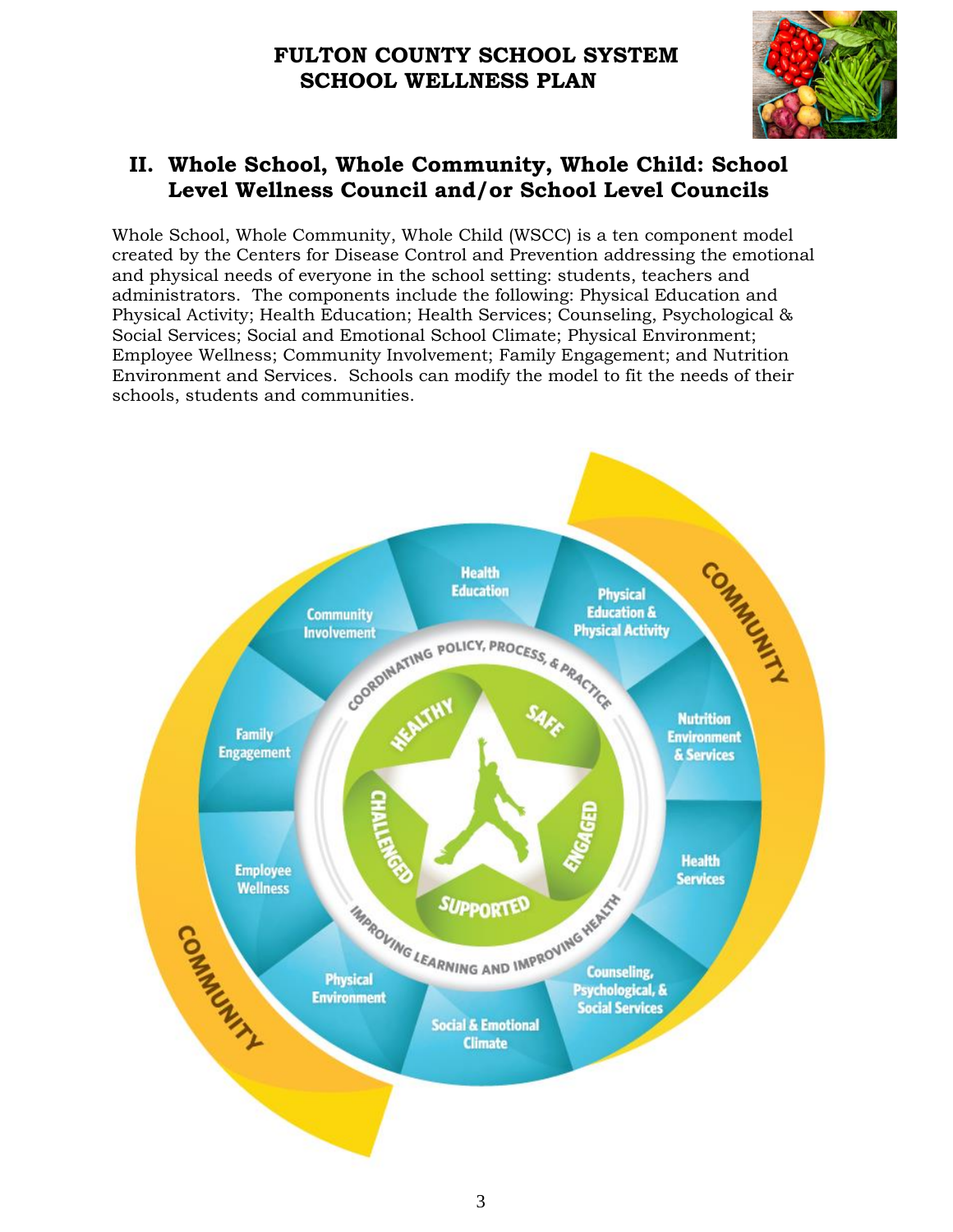# FULTON COUNTY SCHOOL SYSTEM SCHOOL WELLNESS PLAN

## II. Whole School, Whole Community, Whole Child: School Level Wellness Council and/or School Level Councils

Whole School, Whole Community, Whole Child (WSCC) is a ten component model created by the Centers for Disease Control and Prevention addressing the emotional and physical needs of everyone in the school setting: students, teachers and administrators. The components include the following: Physical Education and Physical Activity; Health Education; Health Services; Counseling, Psychological & Social Services; Social and Emotional School Climate; Physical Environment; Employee Wellness; Community Involvement; Family Engagement; and Nutrition Environment and Services. Schools can modify the model to fit the needs of their schools, students and communities.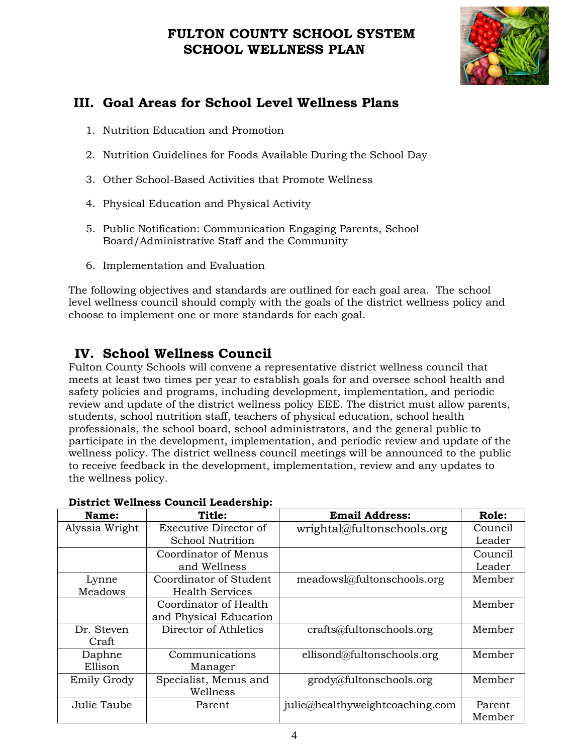# FULTON COUNTY SCHOOL SYSTEM
# SCHOOL WELLNESS PLAN

## III. Goal Areas for School Level Wellness Plans

1. Nutrition Education and Promotion
2. Nutrition Guidelines for Foods Available During the School Day
3. Other School-Based Activities that Promote Wellness
4. Physical Education and Physical Activity
5. Public Notification: Communication Engaging Parents, School Board/Administrative Staff and the Community
6. Implementation and Evaluation

The following objectives and standards are outlined for each goal area. The school level wellness council should comply with the goals of the district wellness policy and choose to implement one or more standards for each goal.

## IV. School Wellness Council

Fulton County Schools will convene a representative district wellness council that meets at least two times per year to establish goals for and oversee school health and safety policies and programs, including development, implementation, and periodic review and update of the district wellness policy EEE. The district must allow parents, students, school nutrition staff, teachers of physical education, school health professionals, the school board, school administrators, and the general public to participate in the development, implementation, and periodic review and update of the wellness policy. The district wellness council meetings will be announced to the public to receive feedback in the development, implementation, review and any updates to the wellness policy.

**District Wellness Council Leadership:**

| Name: | Title: | Email Address: | Role: |
|---|---|---|---|
| Alyssia Wright | Executive Director of School Nutrition | wrightal@fultonschools.org | Council Leader |
| | Coordinator of Menus and Wellness | | Council Leader |
| Lynne Meadows | Coordinator of Student Health Services | meadowsl@fultonschools.org | Member |
| | Coordinator of Health and Physical Education | | Member |
| Dr. Steven Craft | Director of Athletics | crafts@fultonschools.org | Member |
| Daphne Ellison | Communications Manager | ellisond@fultonschools.org | Member |
| Emily Grody | Specialist, Menus and Wellness | grody@fultonschools.org | Member |
| Julie Taube | Parent | julie@healthyweightcoaching.com | Parent Member |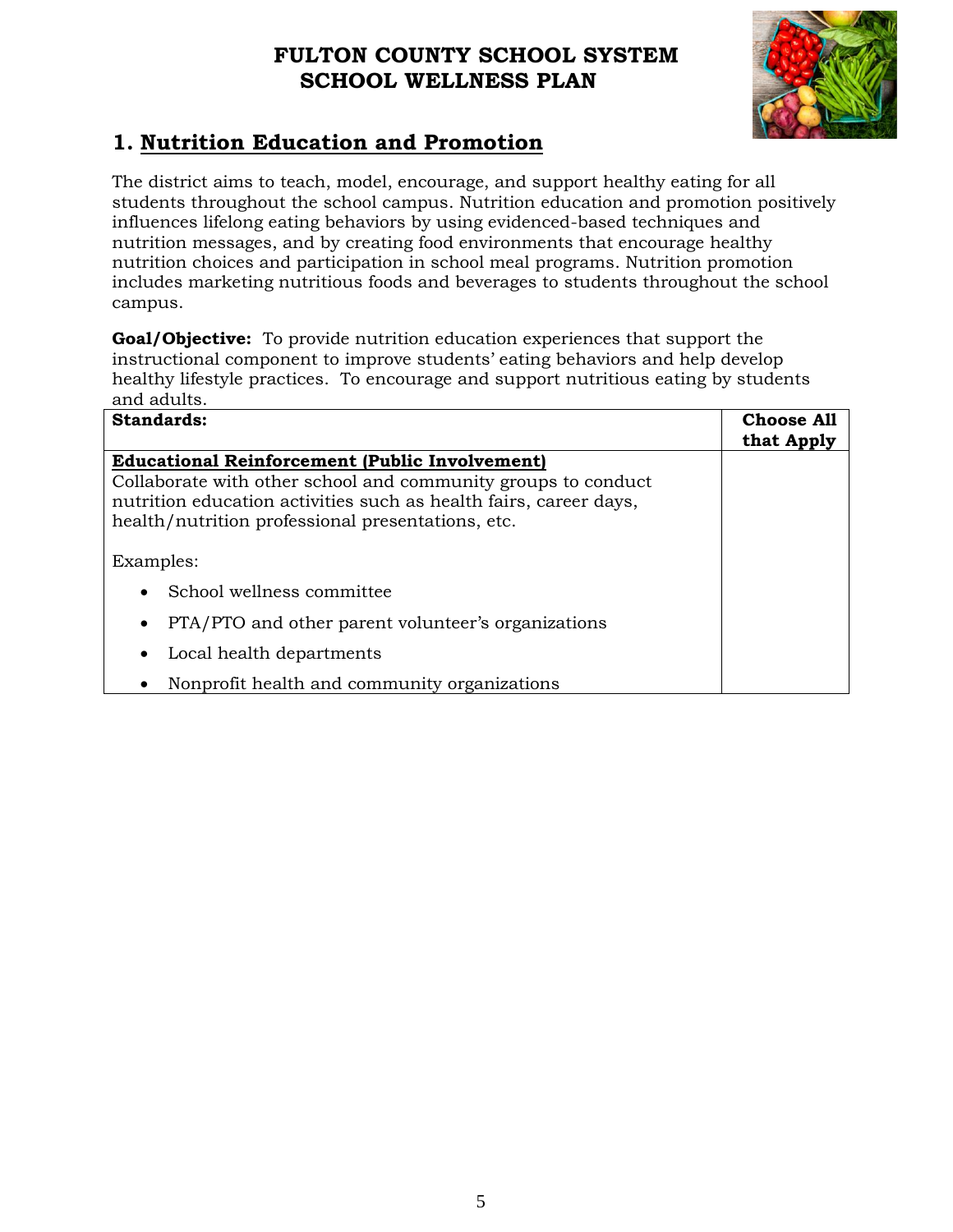# FULTON COUNTY SCHOOL SYSTEM
# SCHOOL WELLNESS PLAN

## 1. Nutrition Education and Promotion

The district aims to teach, model, encourage, and support healthy eating for all students throughout the school campus. Nutrition education and promotion positively influences lifelong eating behaviors by using evidenced-based techniques and nutrition messages, and by creating food environments that encourage healthy nutrition choices and participation in school meal programs. Nutrition promotion includes marketing nutritious foods and beverages to students throughout the school campus.

**Goal/Objective:** To provide nutrition education experiences that support the instructional component to improve students' eating behaviors and help develop healthy lifestyle practices. To encourage and support nutritious eating by students and adults.

| Standards: | Choose All that Apply |
|---|---|
| **Educational Reinforcement (Public Involvement)**<br>Collaborate with other school and community groups to conduct nutrition education activities such as health fairs, career days, health/nutrition professional presentations, etc.<br><br>Examples:<br>• School wellness committee<br>• PTA/PTO and other parent volunteer's organizations<br>• Local health departments<br>• Nonprofit health and community organizations | |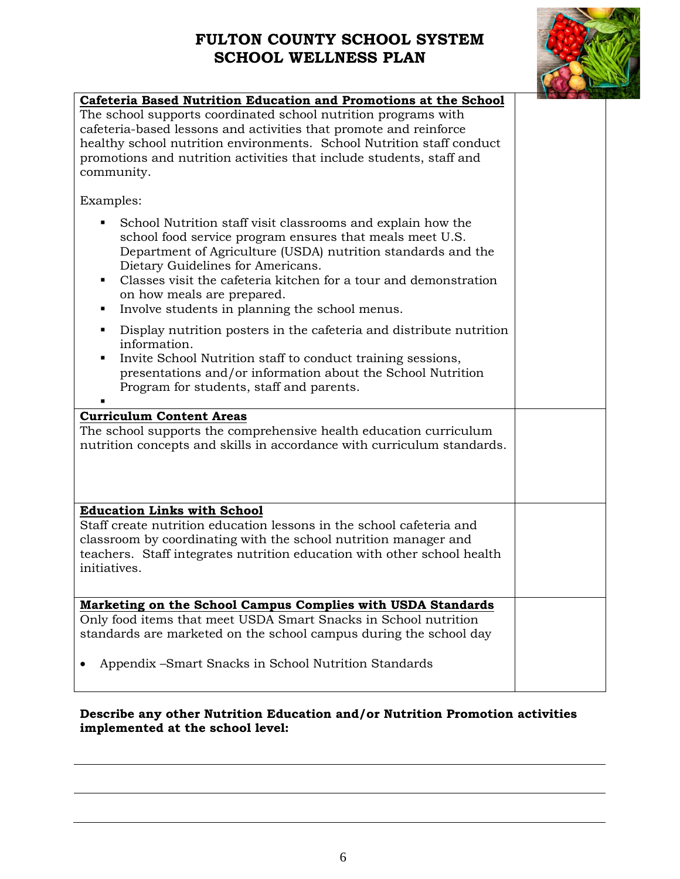# FULTON COUNTY SCHOOL SYSTEM
## SCHOOL WELLNESS PLAN

| | |
|---|---|
| **Cafeteria Based Nutrition Education and Promotions at the School**<br>The school supports coordinated school nutrition programs with cafeteria-based lessons and activities that promote and reinforce healthy school nutrition environments. School Nutrition staff conduct promotions and nutrition activities that include students, staff and community.<br><br>Examples:<br>▪ School Nutrition staff visit classrooms and explain how the school food service program ensures that meals meet U.S. Department of Agriculture (USDA) nutrition standards and the Dietary Guidelines for Americans.<br>▪ Classes visit the cafeteria kitchen for a tour and demonstration on how meals are prepared.<br>▪ Involve students in planning the school menus.<br>▪ Display nutrition posters in the cafeteria and distribute nutrition information.<br>▪ Invite School Nutrition staff to conduct training sessions, presentations and/or information about the School Nutrition Program for students, staff and parents.<br>▪ | |
| **Curriculum Content Areas**<br>The school supports the comprehensive health education curriculum nutrition concepts and skills in accordance with curriculum standards. | |
| **Education Links with School**<br>Staff create nutrition education lessons in the school cafeteria and classroom by coordinating with the school nutrition manager and teachers. Staff integrates nutrition education with other school health initiatives. | |
| **Marketing on the School Campus Complies with USDA Standards**<br>Only food items that meet USDA Smart Snacks in School nutrition standards are marketed on the school campus during the school day<br><br>• Appendix –Smart Snacks in School Nutrition Standards | |

**Describe any other Nutrition Education and/or Nutrition Promotion activities implemented at the school level:**

---

---

---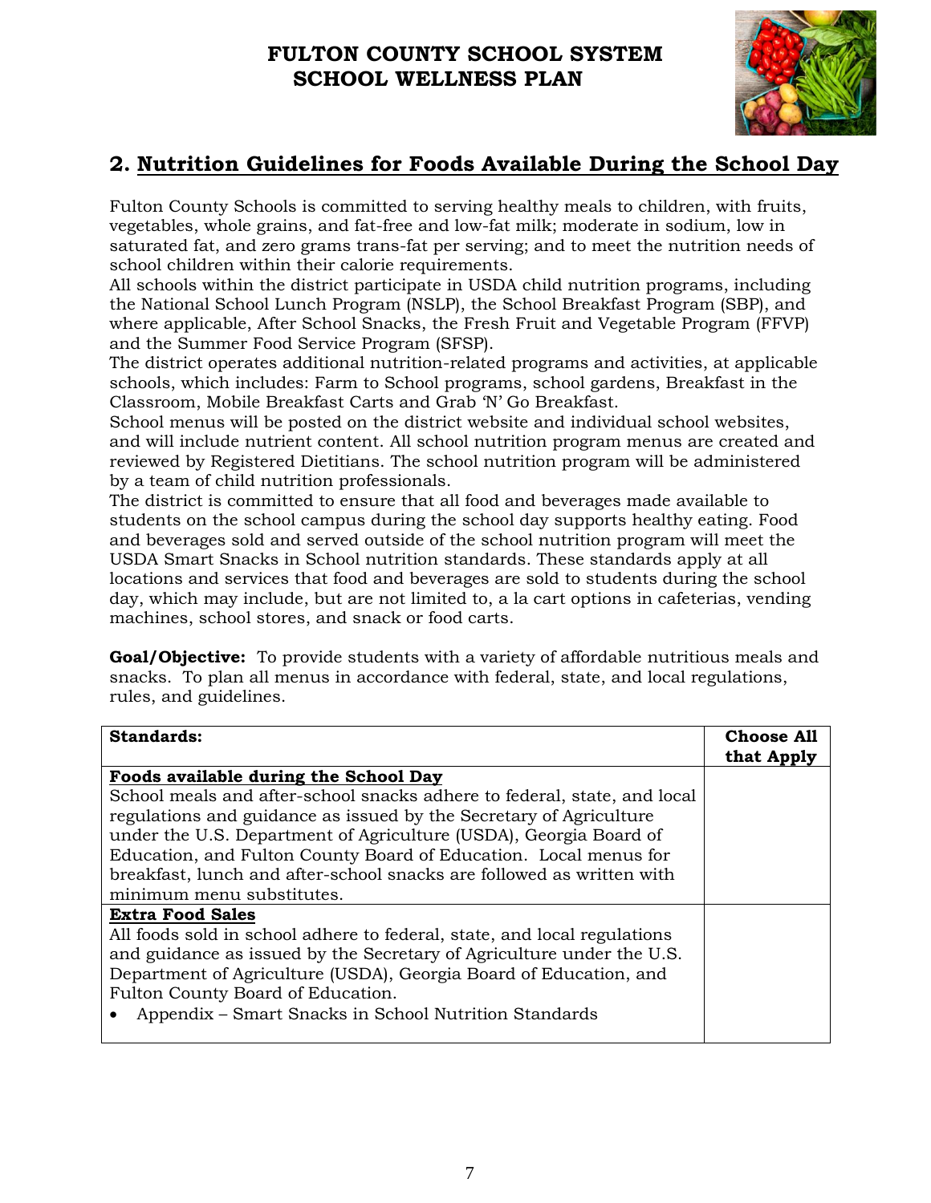# FULTON COUNTY SCHOOL SYSTEM
# SCHOOL WELLNESS PLAN

## 2. Nutrition Guidelines for Foods Available During the School Day

Fulton County Schools is committed to serving healthy meals to children, with fruits, vegetables, whole grains, and fat-free and low-fat milk; moderate in sodium, low in saturated fat, and zero grams trans-fat per serving; and to meet the nutrition needs of school children within their calorie requirements.
All schools within the district participate in USDA child nutrition programs, including the National School Lunch Program (NSLP), the School Breakfast Program (SBP), and where applicable, After School Snacks, the Fresh Fruit and Vegetable Program (FFVP) and the Summer Food Service Program (SFSP).
The district operates additional nutrition-related programs and activities, at applicable schools, which includes: Farm to School programs, school gardens, Breakfast in the Classroom, Mobile Breakfast Carts and Grab 'N' Go Breakfast.
School menus will be posted on the district website and individual school websites, and will include nutrient content. All school nutrition program menus are created and reviewed by Registered Dietitians. The school nutrition program will be administered by a team of child nutrition professionals.
The district is committed to ensure that all food and beverages made available to students on the school campus during the school day supports healthy eating. Food and beverages sold and served outside of the school nutrition program will meet the USDA Smart Snacks in School nutrition standards. These standards apply at all locations and services that food and beverages are sold to students during the school day, which may include, but are not limited to, a la cart options in cafeterias, vending machines, school stores, and snack or food carts.

**Goal/Objective:** To provide students with a variety of affordable nutritious meals and snacks. To plan all menus in accordance with federal, state, and local regulations, rules, and guidelines.

| Standards: | Choose All that Apply |
|---|---|
| **Foods available during the School Day**<br>School meals and after-school snacks adhere to federal, state, and local regulations and guidance as issued by the Secretary of Agriculture under the U.S. Department of Agriculture (USDA), Georgia Board of Education, and Fulton County Board of Education. Local menus for breakfast, lunch and after-school snacks are followed as written with minimum menu substitutes. | |
| **Extra Food Sales**<br>All foods sold in school adhere to federal, state, and local regulations and guidance as issued by the Secretary of Agriculture under the U.S. Department of Agriculture (USDA), Georgia Board of Education, and Fulton County Board of Education.<br>• Appendix – Smart Snacks in School Nutrition Standards | |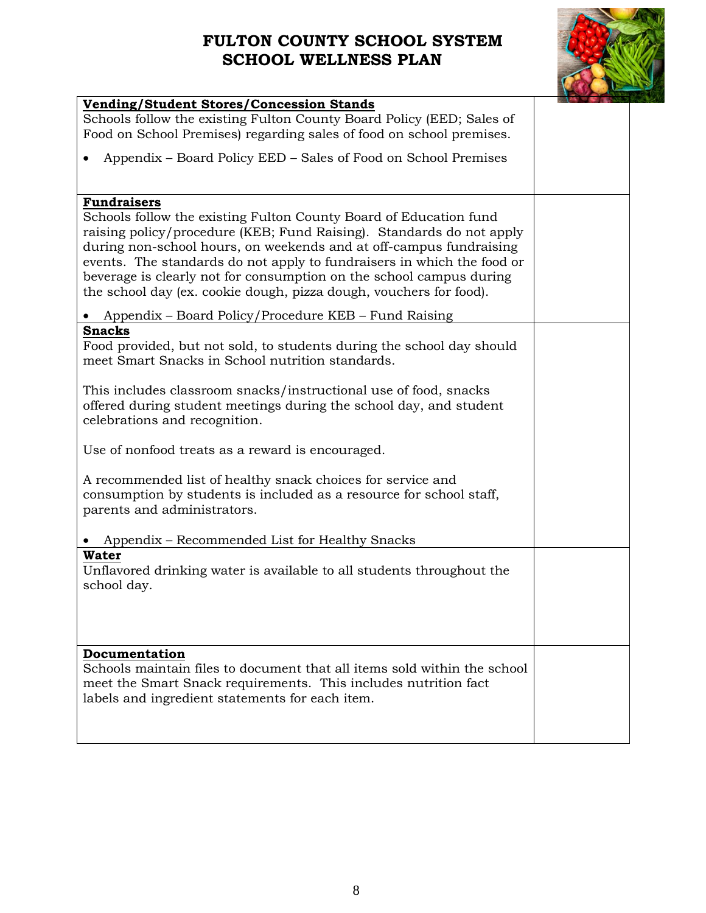# FULTON COUNTY SCHOOL SYSTEM
## SCHOOL WELLNESS PLAN

| | |
|---|---|
| **Vending/Student Stores/Concession Stands**<br>Schools follow the existing Fulton County Board Policy (EED; Sales of Food on School Premises) regarding sales of food on school premises.<br>• Appendix – Board Policy EED – Sales of Food on School Premises | |
| **Fundraisers**<br>Schools follow the existing Fulton County Board of Education fund raising policy/procedure (KEB; Fund Raising). Standards do not apply during non-school hours, on weekends and at off-campus fundraising events. The standards do not apply to fundraisers in which the food or beverage is clearly not for consumption on the school campus during the school day (ex. cookie dough, pizza dough, vouchers for food).<br>• Appendix – Board Policy/Procedure KEB – Fund Raising | |
| **Snacks**<br>Food provided, but not sold, to students during the school day should meet Smart Snacks in School nutrition standards.<br>This includes classroom snacks/instructional use of food, snacks offered during student meetings during the school day, and student celebrations and recognition.<br>Use of nonfood treats as a reward is encouraged.<br>A recommended list of healthy snack choices for service and consumption by students is included as a resource for school staff, parents and administrators.<br>• Appendix – Recommended List for Healthy Snacks | |
| **Water**<br>Unflavored drinking water is available to all students throughout the school day. | |
| **Documentation**<br>Schools maintain files to document that all items sold within the school meet the Smart Snack requirements. This includes nutrition fact labels and ingredient statements for each item. | |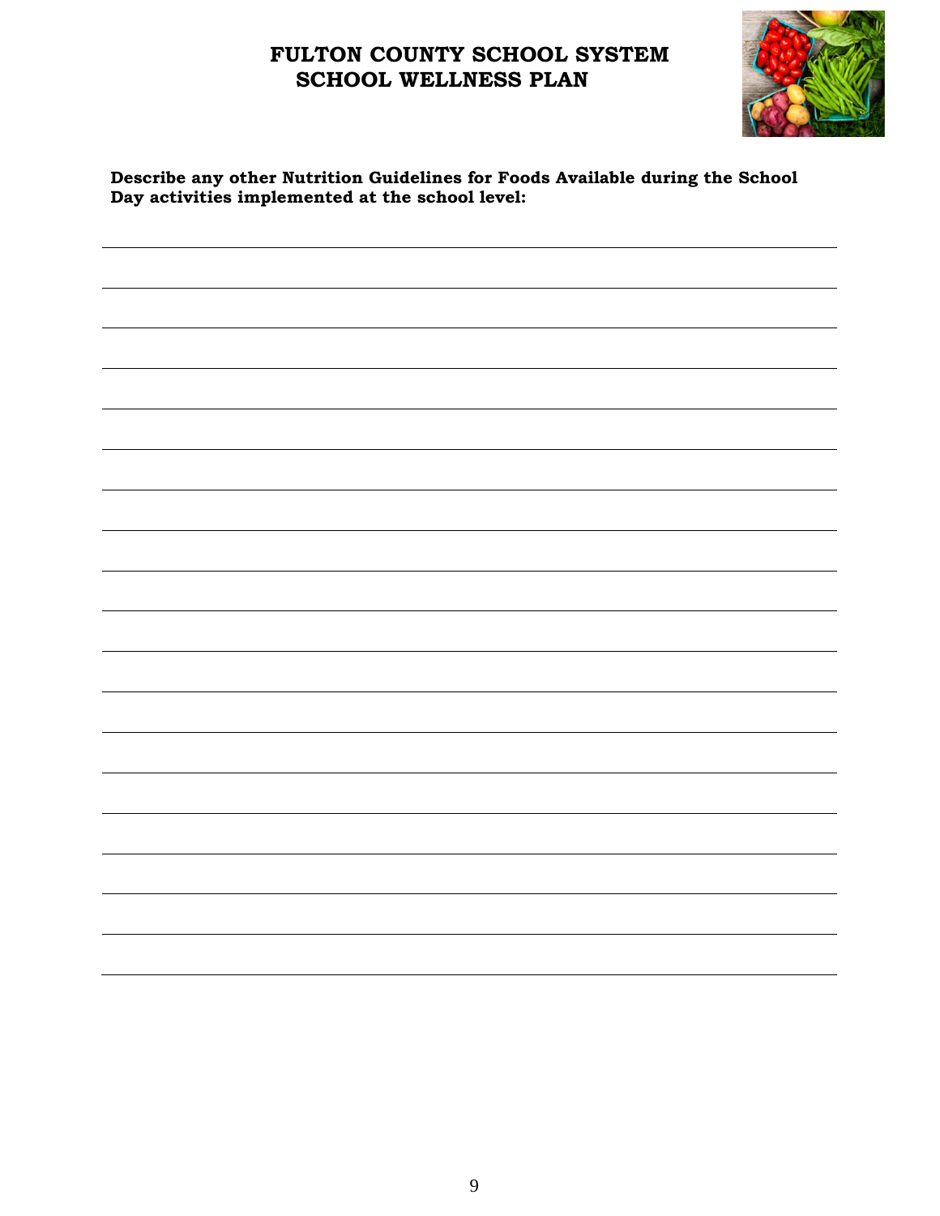# FULTON COUNTY SCHOOL SYSTEM
## SCHOOL WELLNESS PLAN

**Describe any other Nutrition Guidelines for Foods Available during the School Day activities implemented at the school level:**

______________________________________________________________________________

______________________________________________________________________________

______________________________________________________________________________

______________________________________________________________________________

______________________________________________________________________________

______________________________________________________________________________

______________________________________________________________________________

______________________________________________________________________________

______________________________________________________________________________

______________________________________________________________________________

______________________________________________________________________________

______________________________________________________________________________

______________________________________________________________________________

______________________________________________________________________________

______________________________________________________________________________

______________________________________________________________________________

______________________________________________________________________________

______________________________________________________________________________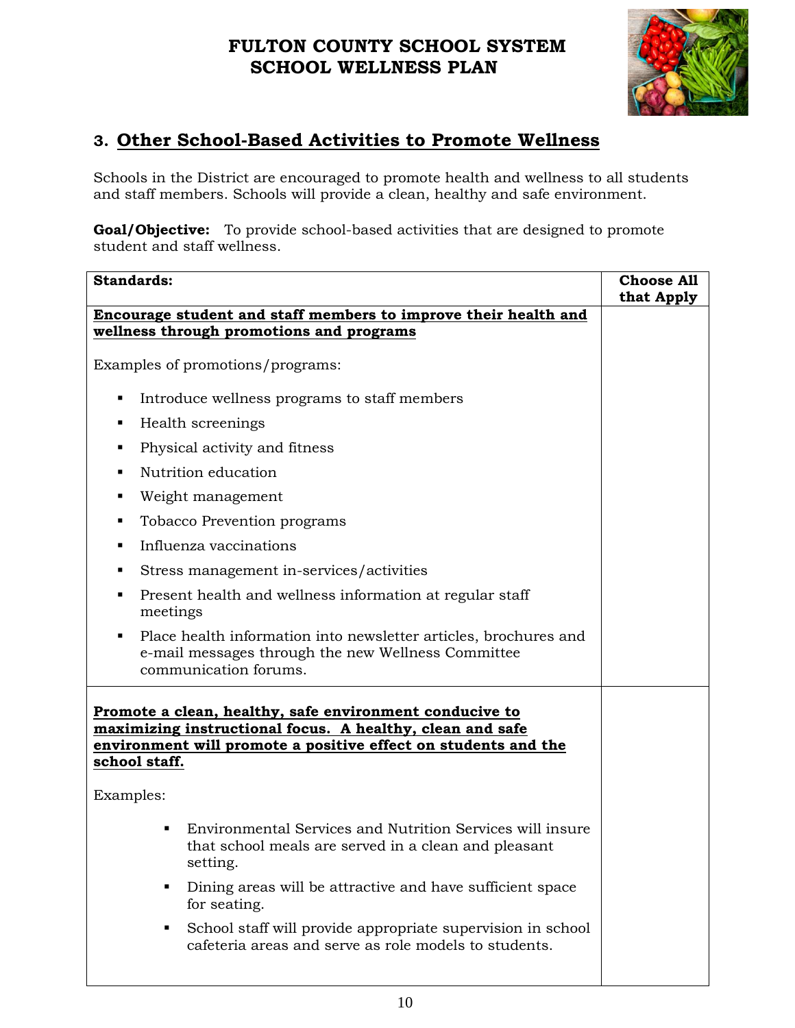# FULTON COUNTY SCHOOL SYSTEM
# SCHOOL WELLNESS PLAN

## 3. Other School-Based Activities to Promote Wellness

Schools in the District are encouraged to promote health and wellness to all students and staff members. Schools will provide a clean, healthy and safe environment.

**Goal/Objective:** To provide school-based activities that are designed to promote student and staff wellness.

| Standards: | Choose All that Apply |
|---|---|
| **Encourage student and staff members to improve their health and wellness through promotions and programs**<br><br>Examples of promotions/programs:<br><br>▪ Introduce wellness programs to staff members<br>▪ Health screenings<br>▪ Physical activity and fitness<br>▪ Nutrition education<br>▪ Weight management<br>▪ Tobacco Prevention programs<br>▪ Influenza vaccinations<br>▪ Stress management in-services/activities<br>▪ Present health and wellness information at regular staff meetings<br>▪ Place health information into newsletter articles, brochures and e-mail messages through the new Wellness Committee communication forums. | |
| **Promote a clean, healthy, safe environment conducive to maximizing instructional focus. A healthy, clean and safe environment will promote a positive effect on students and the school staff.**<br><br>Examples:<br><br>▪ Environmental Services and Nutrition Services will insure that school meals are served in a clean and pleasant setting.<br>▪ Dining areas will be attractive and have sufficient space for seating.<br>▪ School staff will provide appropriate supervision in school cafeteria areas and serve as role models to students. | |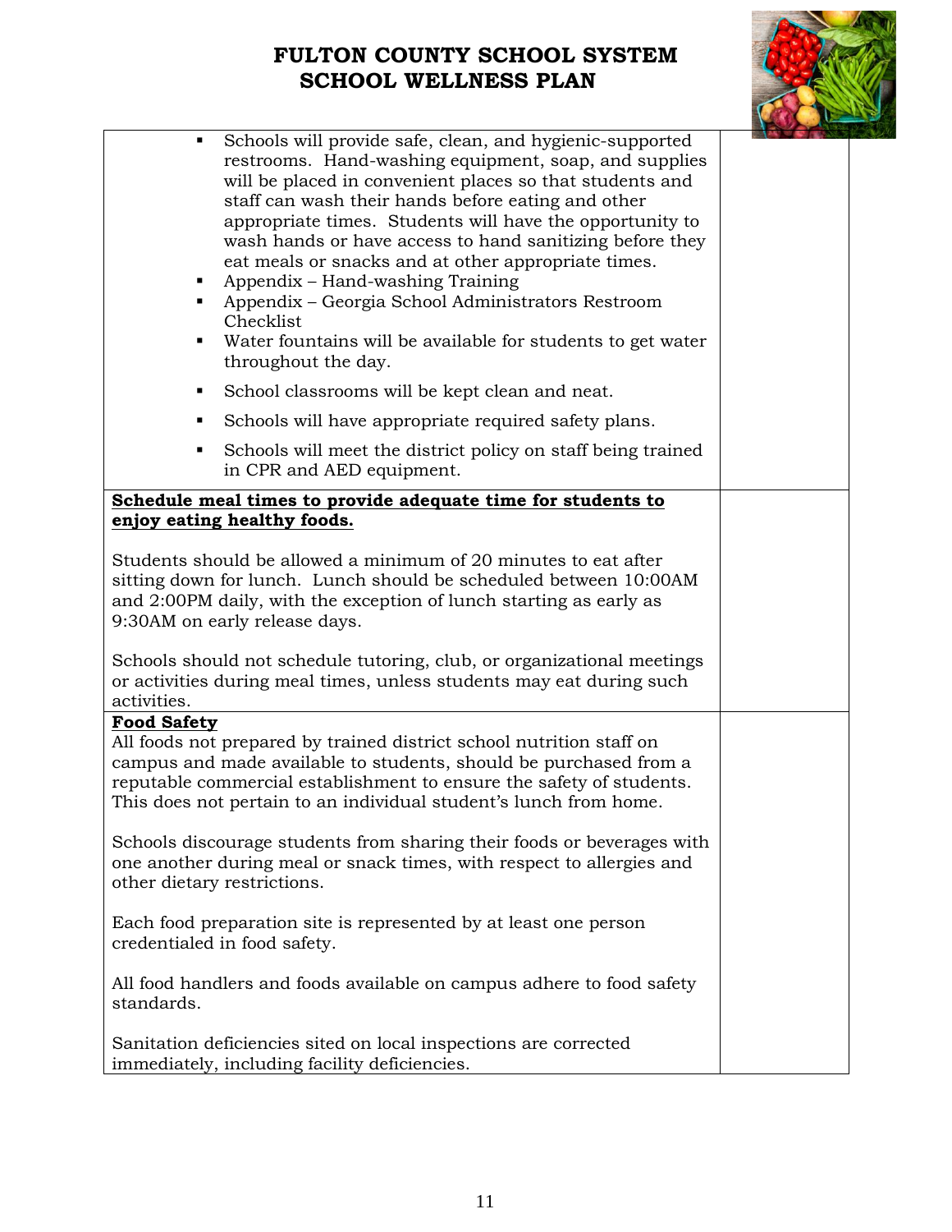| | |
|---|---|
| ▪ Schools will provide safe, clean, and hygienic-supported restrooms. Hand-washing equipment, soap, and supplies will be placed in convenient places so that students and staff can wash their hands before eating and other appropriate times. Students will have the opportunity to wash hands or have access to hand sanitizing before they eat meals or snacks and at other appropriate times.<br>▪ Appendix – Hand-washing Training<br>▪ Appendix – Georgia School Administrators Restroom Checklist<br>▪ Water fountains will be available for students to get water throughout the day.<br>▪ School classrooms will be kept clean and neat.<br>▪ Schools will have appropriate required safety plans.<br>▪ Schools will meet the district policy on staff being trained in CPR and AED equipment. | |
| **Schedule meal times to provide adequate time for students to enjoy eating healthy foods.**<br><br>Students should be allowed a minimum of 20 minutes to eat after sitting down for lunch. Lunch should be scheduled between 10:00AM and 2:00PM daily, with the exception of lunch starting as early as 9:30AM on early release days.<br><br>Schools should not schedule tutoring, club, or organizational meetings or activities during meal times, unless students may eat during such activities. | |
| **Food Safety**<br>All foods not prepared by trained district school nutrition staff on campus and made available to students, should be purchased from a reputable commercial establishment to ensure the safety of students. This does not pertain to an individual student's lunch from home.<br><br>Schools discourage students from sharing their foods or beverages with one another during meal or snack times, with respect to allergies and other dietary restrictions.<br><br>Each food preparation site is represented by at least one person credentialed in food safety.<br><br>All food handlers and foods available on campus adhere to food safety standards.<br><br>Sanitation deficiencies sited on local inspections are corrected immediately, including facility deficiencies. | |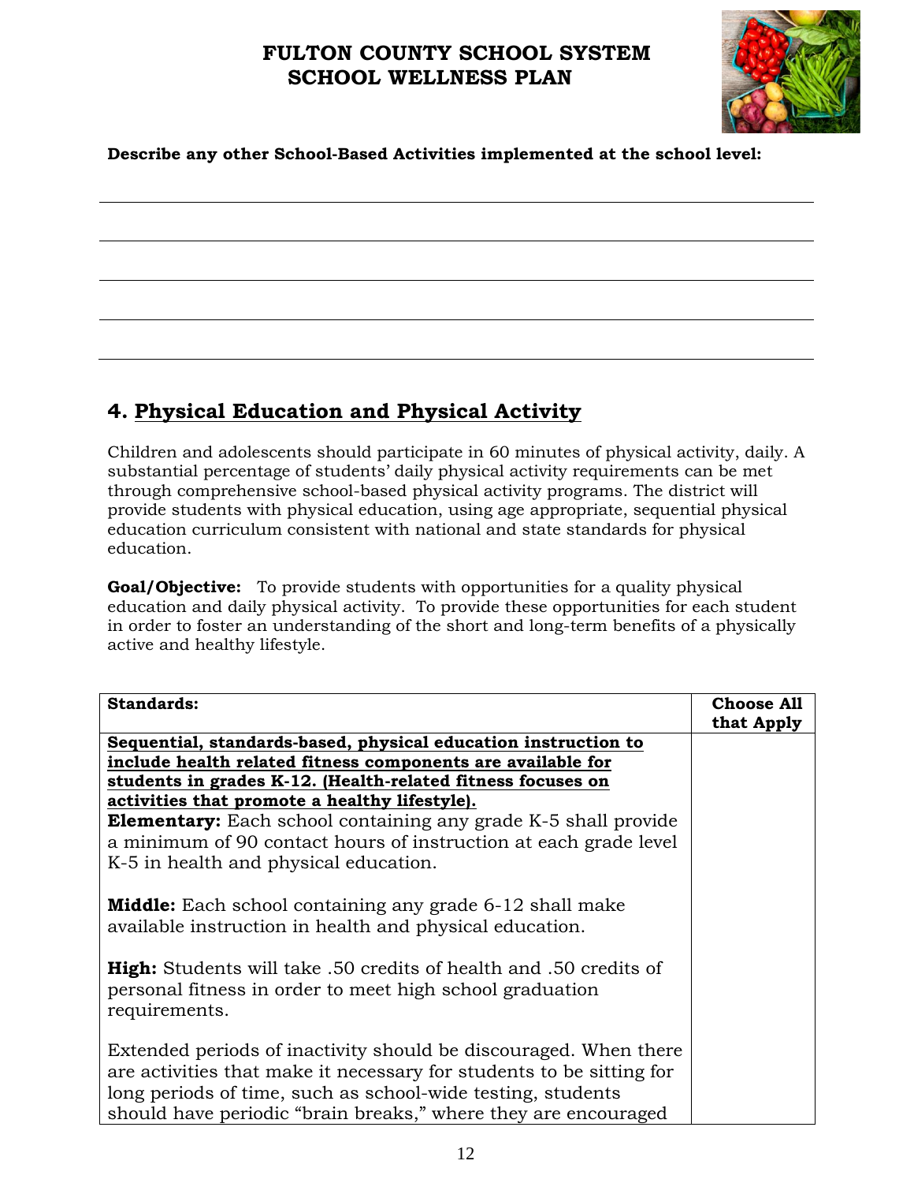# FULTON COUNTY SCHOOL SYSTEM
# SCHOOL WELLNESS PLAN

**Describe any other School-Based Activities implemented at the school level:**

______________________________________________________________________________

______________________________________________________________________________

______________________________________________________________________________

______________________________________________________________________________

______________________________________________________________________________

## 4. Physical Education and Physical Activity

Children and adolescents should participate in 60 minutes of physical activity, daily. A substantial percentage of students' daily physical activity requirements can be met through comprehensive school-based physical activity programs. The district will provide students with physical education, using age appropriate, sequential physical education curriculum consistent with national and state standards for physical education.

**Goal/Objective:** To provide students with opportunities for a quality physical education and daily physical activity. To provide these opportunities for each student in order to foster an understanding of the short and long-term benefits of a physically active and healthy lifestyle.

| Standards: | Choose All that Apply |
|---|---|
| **Sequential, standards-based, physical education instruction to include health related fitness components are available for students in grades K-12. (Health-related fitness focuses on activities that promote a healthy lifestyle).**<br>**Elementary:** Each school containing any grade K-5 shall provide a minimum of 90 contact hours of instruction at each grade level K-5 in health and physical education.<br><br>**Middle:** Each school containing any grade 6-12 shall make available instruction in health and physical education.<br><br>**High:** Students will take .50 credits of health and .50 credits of personal fitness in order to meet high school graduation requirements.<br><br>Extended periods of inactivity should be discouraged. When there are activities that make it necessary for students to be sitting for long periods of time, such as school-wide testing, students should have periodic "brain breaks," where they are encouraged | |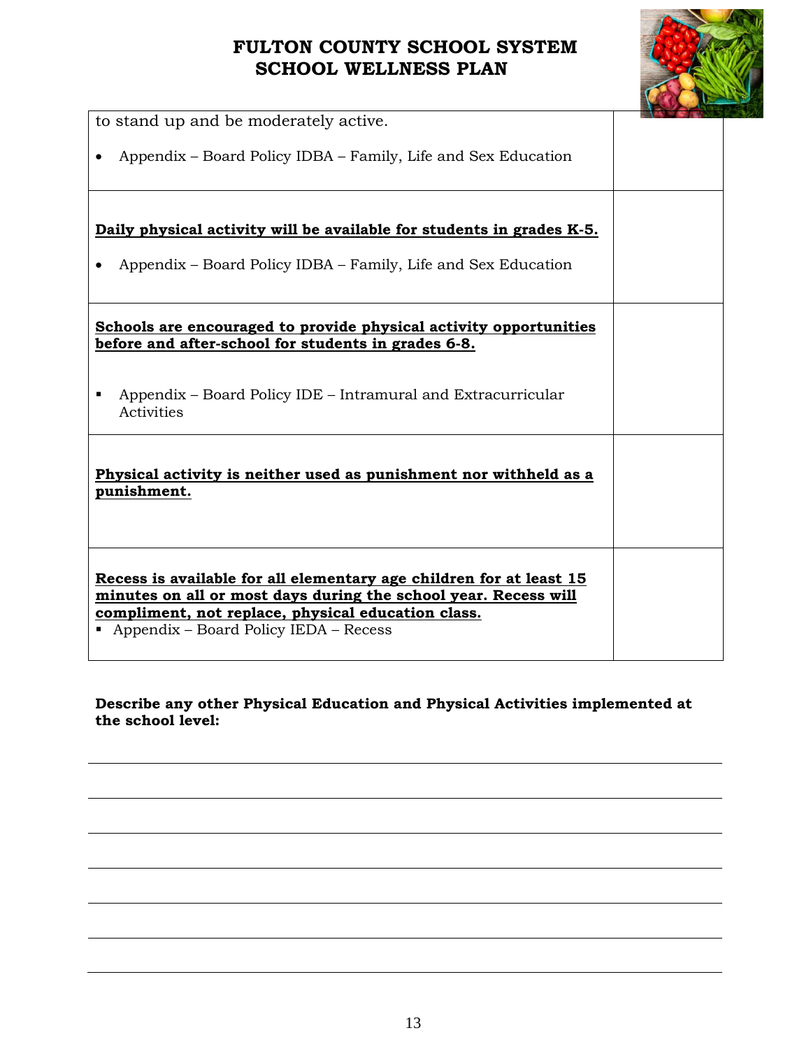# FULTON COUNTY SCHOOL SYSTEM
## SCHOOL WELLNESS PLAN

| | |
|---|---|
| to stand up and be moderately active.<br><br>• Appendix – Board Policy IDBA – Family, Life and Sex Education | |
| **<u>Daily physical activity will be available for students in grades K-5.</u>**<br><br>• Appendix – Board Policy IDBA – Family, Life and Sex Education | |
| **<u>Schools are encouraged to provide physical activity opportunities before and after-school for students in grades 6-8.</u>**<br><br>▪ Appendix – Board Policy IDE – Intramural and Extracurricular Activities | |
| **<u>Physical activity is neither used as punishment nor withheld as a punishment.</u>** | |
| **<u>Recess is available for all elementary age children for at least 15 minutes on all or most days during the school year. Recess will compliment, not replace, physical education class.</u>**<br>▪ Appendix – Board Policy IEDA – Recess | |

**Describe any other Physical Education and Physical Activities implemented at the school level:**

_______________________________________________________________

_______________________________________________________________

_______________________________________________________________

_______________________________________________________________

_______________________________________________________________

_______________________________________________________________

_______________________________________________________________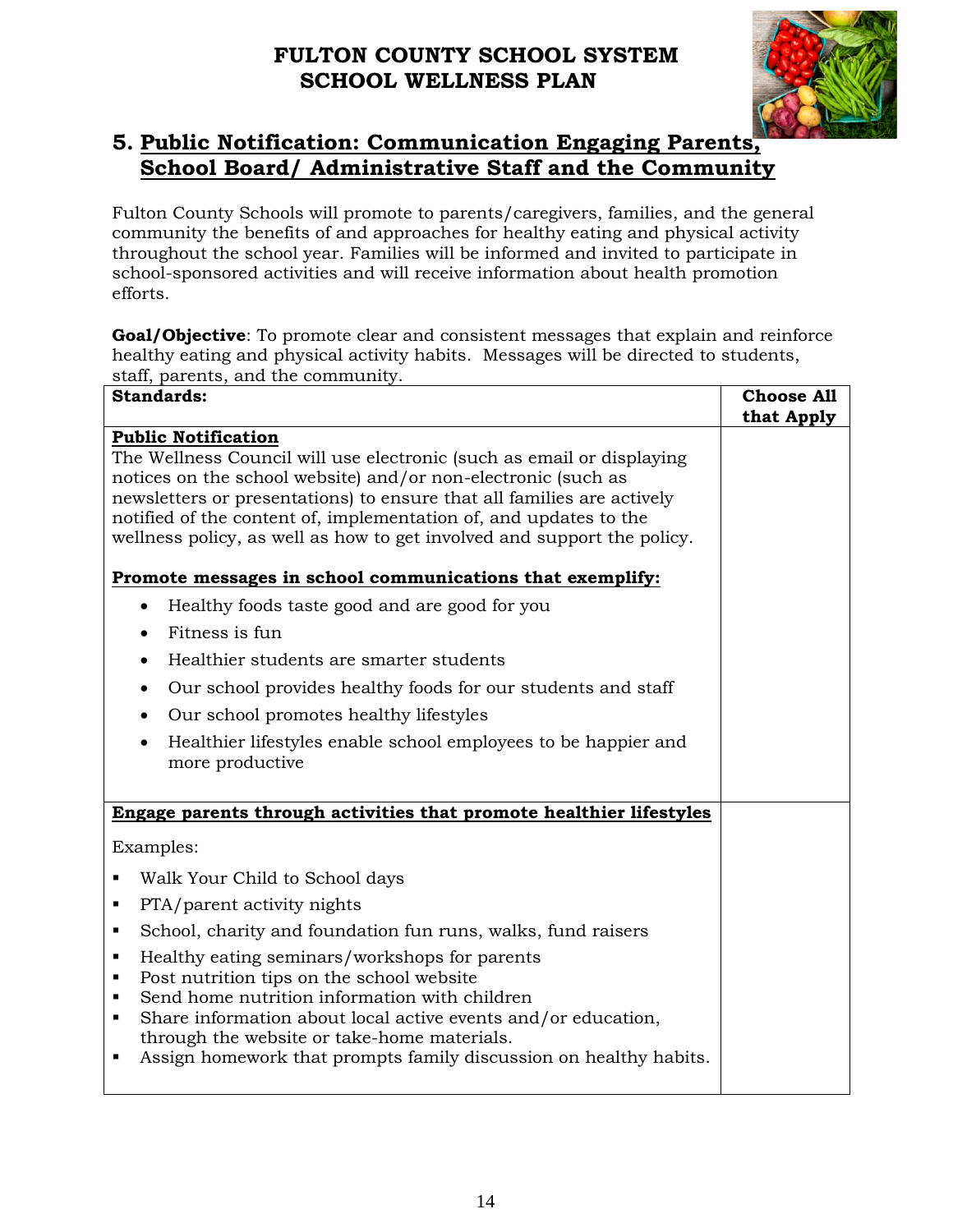# FULTON COUNTY SCHOOL SYSTEM
# SCHOOL WELLNESS PLAN

## 5. Public Notification: Communication Engaging Parents, School Board/ Administrative Staff and the Community

Fulton County Schools will promote to parents/caregivers, families, and the general community the benefits of and approaches for healthy eating and physical activity throughout the school year. Families will be informed and invited to participate in school-sponsored activities and will receive information about health promotion efforts.

**Goal/Objective**: To promote clear and consistent messages that explain and reinforce healthy eating and physical activity habits. Messages will be directed to students, staff, parents, and the community.

| Standards: | Choose All that Apply |
|---|---|
| **Public Notification**<br>The Wellness Council will use electronic (such as email or displaying notices on the school website) and/or non-electronic (such as newsletters or presentations) to ensure that all families are actively notified of the content of, implementation of, and updates to the wellness policy, as well as how to get involved and support the policy.<br><br>**Promote messages in school communications that exemplify:**<br>• Healthy foods taste good and are good for you<br>• Fitness is fun<br>• Healthier students are smarter students<br>• Our school provides healthy foods for our students and staff<br>• Our school promotes healthy lifestyles<br>• Healthier lifestyles enable school employees to be happier and more productive | |
| **Engage parents through activities that promote healthier lifestyles**<br><br>Examples:<br>▪ Walk Your Child to School days<br>▪ PTA/parent activity nights<br>▪ School, charity and foundation fun runs, walks, fund raisers<br>▪ Healthy eating seminars/workshops for parents<br>▪ Post nutrition tips on the school website<br>▪ Send home nutrition information with children<br>▪ Share information about local active events and/or education, through the website or take-home materials.<br>▪ Assign homework that prompts family discussion on healthy habits. | |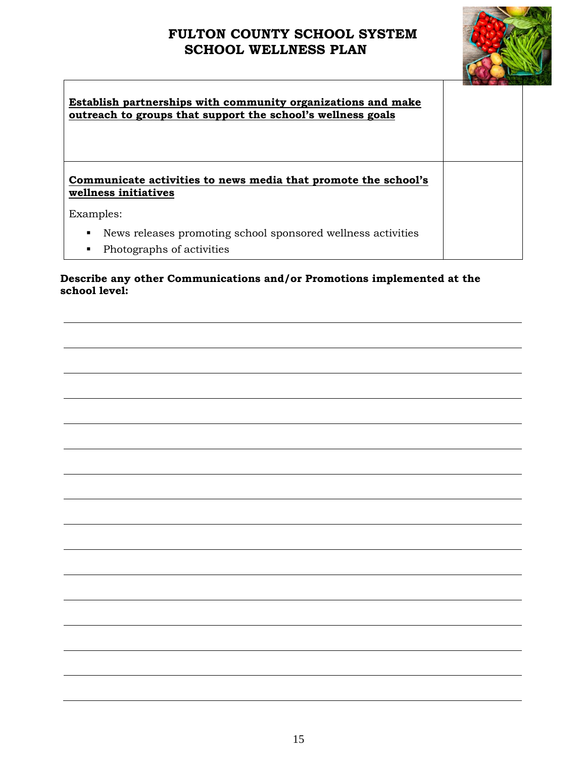# FULTON COUNTY SCHOOL SYSTEM
## SCHOOL WELLNESS PLAN

| | |
|---|---|
| **Establish partnerships with community organizations and make outreach to groups that support the school's wellness goals** | |
| **Communicate activities to news media that promote the school's wellness initiatives**<br><br>Examples:<br>▪ News releases promoting school sponsored wellness activities<br>▪ Photographs of activities | |

**Describe any other Communications and/or Promotions implemented at the school level:**

\_\_\_\_\_\_\_\_\_\_\_\_\_\_\_\_\_\_\_\_\_\_\_\_\_\_\_\_\_\_\_\_\_\_\_\_\_\_\_\_\_\_\_\_\_\_\_\_\_\_\_\_\_\_\_\_\_\_\_\_

\_\_\_\_\_\_\_\_\_\_\_\_\_\_\_\_\_\_\_\_\_\_\_\_\_\_\_\_\_\_\_\_\_\_\_\_\_\_\_\_\_\_\_\_\_\_\_\_\_\_\_\_\_\_\_\_\_\_\_\_

\_\_\_\_\_\_\_\_\_\_\_\_\_\_\_\_\_\_\_\_\_\_\_\_\_\_\_\_\_\_\_\_\_\_\_\_\_\_\_\_\_\_\_\_\_\_\_\_\_\_\_\_\_\_\_\_\_\_\_\_

\_\_\_\_\_\_\_\_\_\_\_\_\_\_\_\_\_\_\_\_\_\_\_\_\_\_\_\_\_\_\_\_\_\_\_\_\_\_\_\_\_\_\_\_\_\_\_\_\_\_\_\_\_\_\_\_\_\_\_\_

\_\_\_\_\_\_\_\_\_\_\_\_\_\_\_\_\_\_\_\_\_\_\_\_\_\_\_\_\_\_\_\_\_\_\_\_\_\_\_\_\_\_\_\_\_\_\_\_\_\_\_\_\_\_\_\_\_\_\_\_

\_\_\_\_\_\_\_\_\_\_\_\_\_\_\_\_\_\_\_\_\_\_\_\_\_\_\_\_\_\_\_\_\_\_\_\_\_\_\_\_\_\_\_\_\_\_\_\_\_\_\_\_\_\_\_\_\_\_\_\_

\_\_\_\_\_\_\_\_\_\_\_\_\_\_\_\_\_\_\_\_\_\_\_\_\_\_\_\_\_\_\_\_\_\_\_\_\_\_\_\_\_\_\_\_\_\_\_\_\_\_\_\_\_\_\_\_\_\_\_\_

\_\_\_\_\_\_\_\_\_\_\_\_\_\_\_\_\_\_\_\_\_\_\_\_\_\_\_\_\_\_\_\_\_\_\_\_\_\_\_\_\_\_\_\_\_\_\_\_\_\_\_\_\_\_\_\_\_\_\_\_

\_\_\_\_\_\_\_\_\_\_\_\_\_\_\_\_\_\_\_\_\_\_\_\_\_\_\_\_\_\_\_\_\_\_\_\_\_\_\_\_\_\_\_\_\_\_\_\_\_\_\_\_\_\_\_\_\_\_\_\_

\_\_\_\_\_\_\_\_\_\_\_\_\_\_\_\_\_\_\_\_\_\_\_\_\_\_\_\_\_\_\_\_\_\_\_\_\_\_\_\_\_\_\_\_\_\_\_\_\_\_\_\_\_\_\_\_\_\_\_\_

\_\_\_\_\_\_\_\_\_\_\_\_\_\_\_\_\_\_\_\_\_\_\_\_\_\_\_\_\_\_\_\_\_\_\_\_\_\_\_\_\_\_\_\_\_\_\_\_\_\_\_\_\_\_\_\_\_\_\_\_

\_\_\_\_\_\_\_\_\_\_\_\_\_\_\_\_\_\_\_\_\_\_\_\_\_\_\_\_\_\_\_\_\_\_\_\_\_\_\_\_\_\_\_\_\_\_\_\_\_\_\_\_\_\_\_\_\_\_\_\_

\_\_\_\_\_\_\_\_\_\_\_\_\_\_\_\_\_\_\_\_\_\_\_\_\_\_\_\_\_\_\_\_\_\_\_\_\_\_\_\_\_\_\_\_\_\_\_\_\_\_\_\_\_\_\_\_\_\_\_\_

\_\_\_\_\_\_\_\_\_\_\_\_\_\_\_\_\_\_\_\_\_\_\_\_\_\_\_\_\_\_\_\_\_\_\_\_\_\_\_\_\_\_\_\_\_\_\_\_\_\_\_\_\_\_\_\_\_\_\_\_

\_\_\_\_\_\_\_\_\_\_\_\_\_\_\_\_\_\_\_\_\_\_\_\_\_\_\_\_\_\_\_\_\_\_\_\_\_\_\_\_\_\_\_\_\_\_\_\_\_\_\_\_\_\_\_\_\_\_\_\_

\_\_\_\_\_\_\_\_\_\_\_\_\_\_\_\_\_\_\_\_\_\_\_\_\_\_\_\_\_\_\_\_\_\_\_\_\_\_\_\_\_\_\_\_\_\_\_\_\_\_\_\_\_\_\_\_\_\_\_\_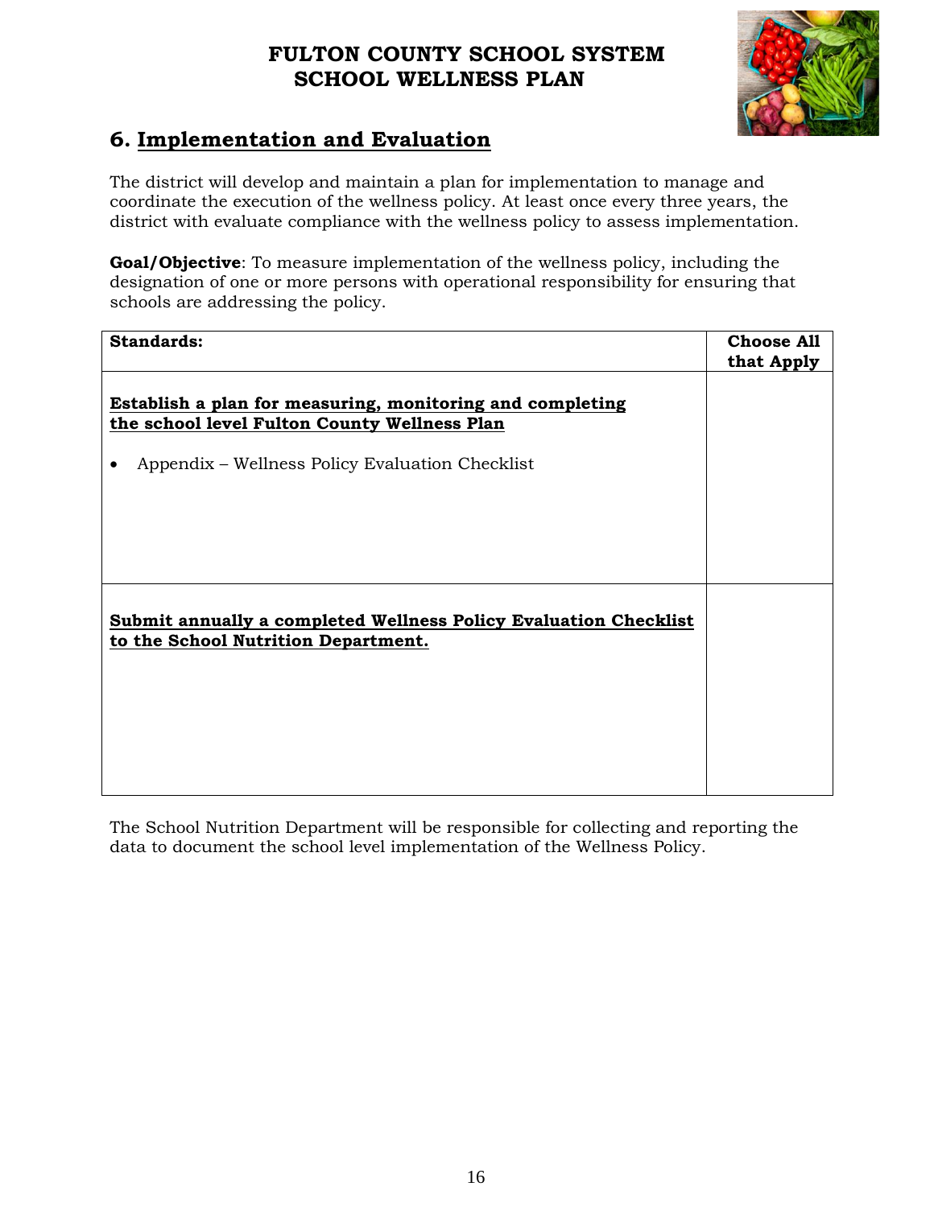# FULTON COUNTY SCHOOL SYSTEM
# SCHOOL WELLNESS PLAN

## 6. Implementation and Evaluation

The district will develop and maintain a plan for implementation to manage and coordinate the execution of the wellness policy. At least once every three years, the district with evaluate compliance with the wellness policy to assess implementation.

**Goal/Objective**: To measure implementation of the wellness policy, including the designation of one or more persons with operational responsibility for ensuring that schools are addressing the policy.

| Standards: | Choose All that Apply |
|---|---|
| **Establish a plan for measuring, monitoring and completing the school level Fulton County Wellness Plan**<br>• Appendix – Wellness Policy Evaluation Checklist | |
| **Submit annually a completed Wellness Policy Evaluation Checklist to the School Nutrition Department.** | |

The School Nutrition Department will be responsible for collecting and reporting the data to document the school level implementation of the Wellness Policy.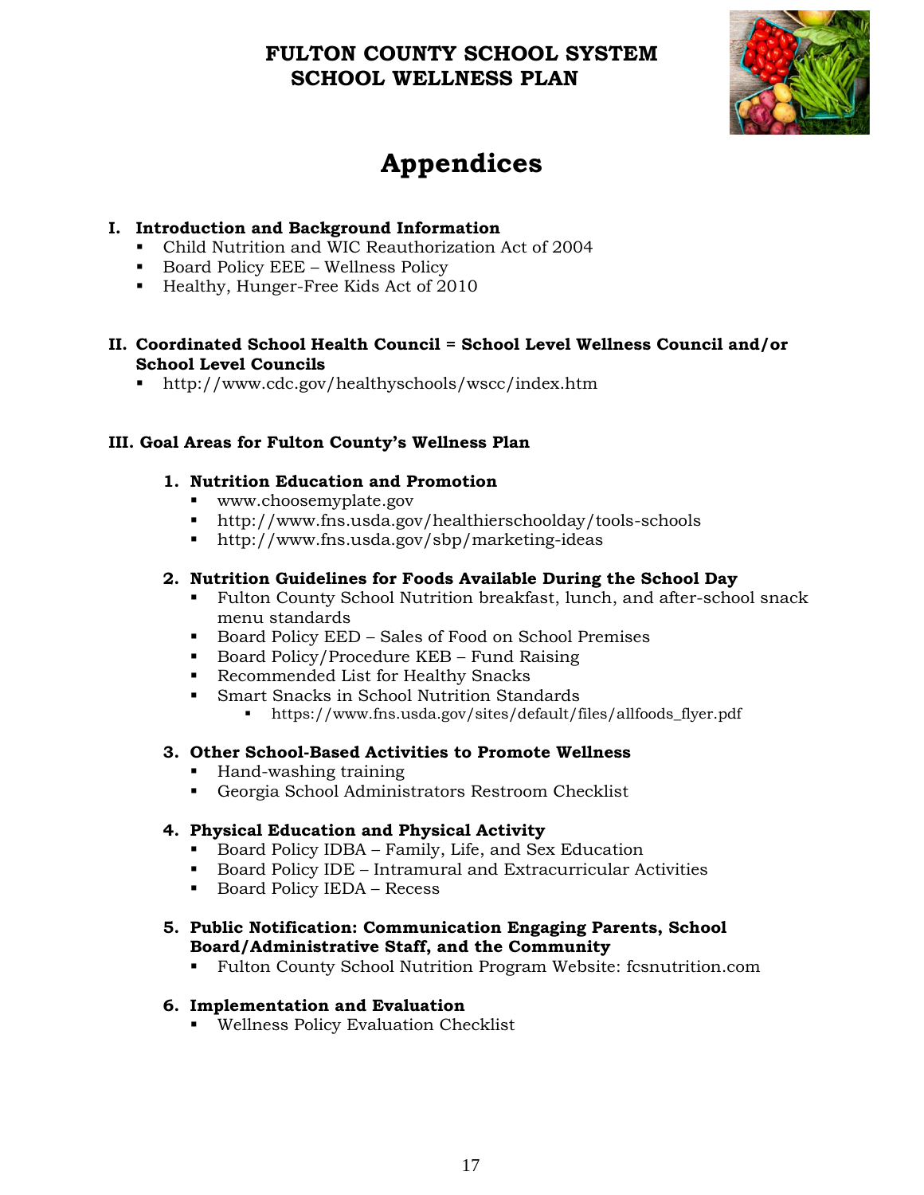# FULTON COUNTY SCHOOL SYSTEM
# SCHOOL WELLNESS PLAN

## Appendices

**I. Introduction and Background Information**

- Child Nutrition and WIC Reauthorization Act of 2004
- Board Policy EEE – Wellness Policy
- Healthy, Hunger-Free Kids Act of 2010

**II. Coordinated School Health Council = School Level Wellness Council and/or School Level Councils**

- http://www.cdc.gov/healthyschools/wscc/index.htm

**III. Goal Areas for Fulton County's Wellness Plan**

1. **Nutrition Education and Promotion**
   - www.choosemyplate.gov
   - http://www.fns.usda.gov/healthierschoolday/tools-schools
   - http://www.fns.usda.gov/sbp/marketing-ideas

2. **Nutrition Guidelines for Foods Available During the School Day**
   - Fulton County School Nutrition breakfast, lunch, and after-school snack menu standards
   - Board Policy EED – Sales of Food on School Premises
   - Board Policy/Procedure KEB – Fund Raising
   - Recommended List for Healthy Snacks
   - Smart Snacks in School Nutrition Standards
     - https://www.fns.usda.gov/sites/default/files/allfoods_flyer.pdf

3. **Other School-Based Activities to Promote Wellness**
   - Hand-washing training
   - Georgia School Administrators Restroom Checklist

4. **Physical Education and Physical Activity**
   - Board Policy IDBA – Family, Life, and Sex Education
   - Board Policy IDE – Intramural and Extracurricular Activities
   - Board Policy IEDA – Recess

5. **Public Notification: Communication Engaging Parents, School Board/Administrative Staff, and the Community**
   - Fulton County School Nutrition Program Website: fcsnutrition.com

6. **Implementation and Evaluation**
   - Wellness Policy Evaluation Checklist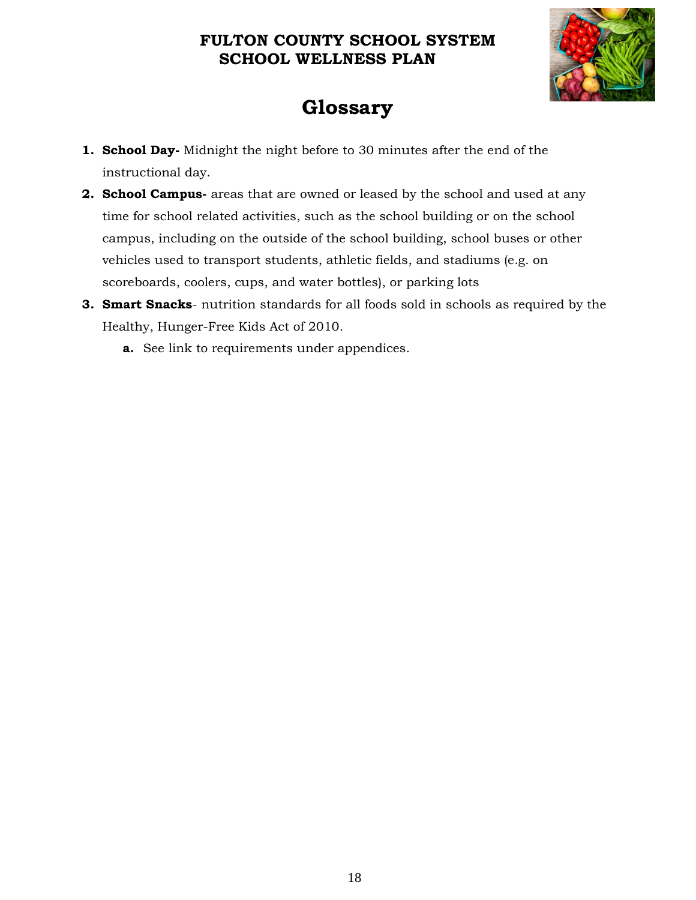# Glossary

1. **School Day-** Midnight the night before to 30 minutes after the end of the instructional day.
2. **School Campus-** areas that are owned or leased by the school and used at any time for school related activities, such as the school building or on the school campus, including on the outside of the school building, school buses or other vehicles used to transport students, athletic fields, and stadiums (e.g. on scoreboards, coolers, cups, and water bottles), or parking lots
3. **Smart Snacks**- nutrition standards for all foods sold in schools as required by the Healthy, Hunger-Free Kids Act of 2010.
   a. See link to requirements under appendices.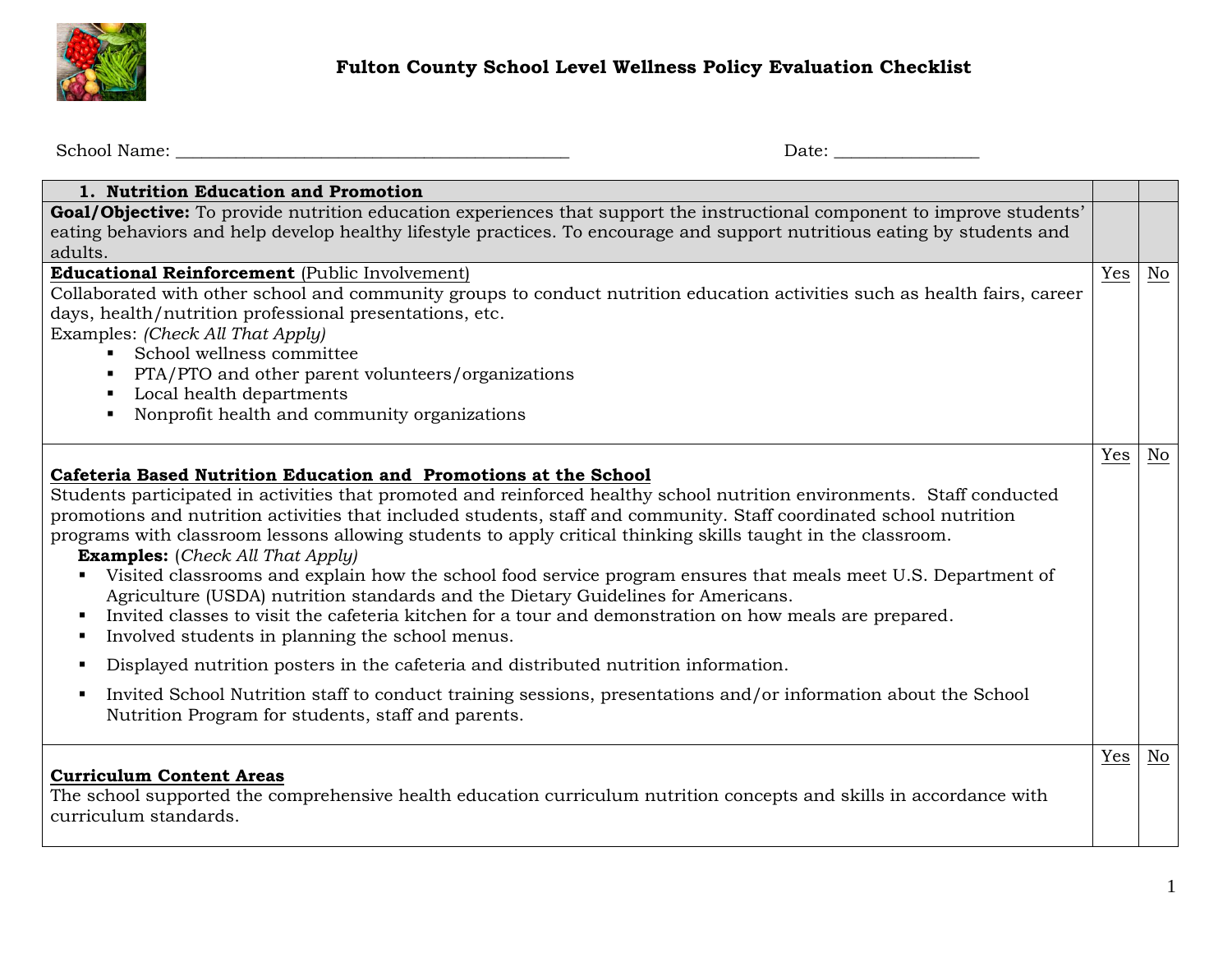# Fulton County School Level Wellness Policy Evaluation Checklist

School Name: ______________________________________________ Date: ________________

| 1. Nutrition Education and Promotion | | |
|---|---|---|
| **Goal/Objective:** To provide nutrition education experiences that support the instructional component to improve students' eating behaviors and help develop healthy lifestyle practices. To encourage and support nutritious eating by students and adults. | | |
| **Educational Reinforcement** (Public Involvement)<br>Collaborated with other school and community groups to conduct nutrition education activities such as health fairs, career days, health/nutrition professional presentations, etc.<br>Examples: *(Check All That Apply)*<br>▪ School wellness committee<br>▪ PTA/PTO and other parent volunteers/organizations<br>▪ Local health departments<br>▪ Nonprofit health and community organizations | Yes | No |
| **Cafeteria Based Nutrition Education and Promotions at the School**<br>Students participated in activities that promoted and reinforced healthy school nutrition environments. Staff conducted promotions and nutrition activities that included students, staff and community. Staff coordinated school nutrition programs with classroom lessons allowing students to apply critical thinking skills taught in the classroom.<br>**Examples:** (*Check All That Apply)*<br>▪ Visited classrooms and explain how the school food service program ensures that meals meet U.S. Department of Agriculture (USDA) nutrition standards and the Dietary Guidelines for Americans.<br>▪ Invited classes to visit the cafeteria kitchen for a tour and demonstration on how meals are prepared.<br>▪ Involved students in planning the school menus.<br>▪ Displayed nutrition posters in the cafeteria and distributed nutrition information.<br>▪ Invited School Nutrition staff to conduct training sessions, presentations and/or information about the School Nutrition Program for students, staff and parents. | Yes | No |
| **Curriculum Content Areas**<br>The school supported the comprehensive health education curriculum nutrition concepts and skills in accordance with curriculum standards. | Yes | No |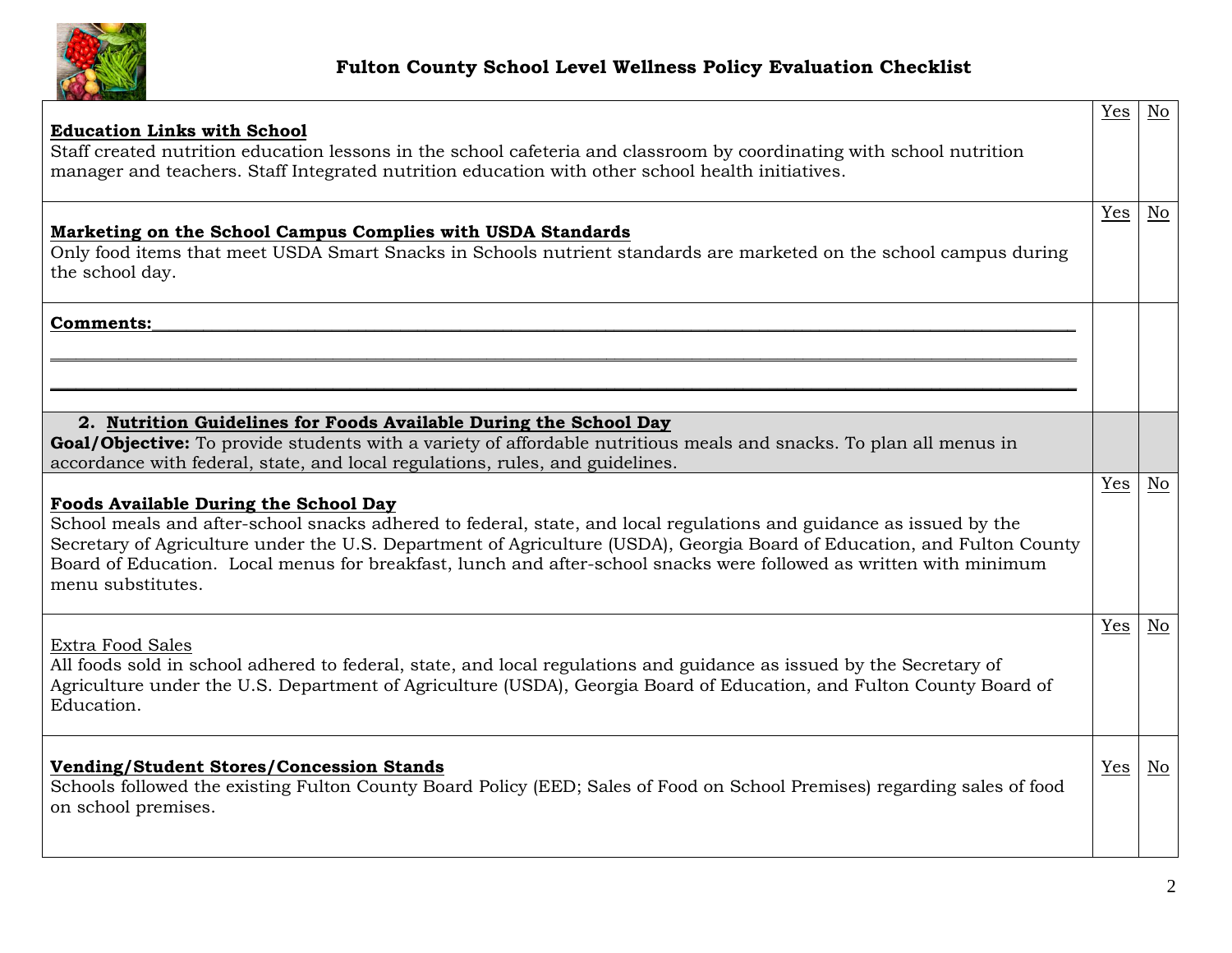# Fulton County School Level Wellness Policy Evaluation Checklist

| | | |
|---|---|---|
| **Education Links with School**<br>Staff created nutrition education lessons in the school cafeteria and classroom by coordinating with school nutrition manager and teachers. Staff Integrated nutrition education with other school health initiatives. | Yes | No |
| **Marketing on the School Campus Complies with USDA Standards**<br>Only food items that meet USDA Smart Snacks in Schools nutrient standards are marketed on the school campus during the school day. | Yes | No |
| **Comments:**\_\_\_\_\_\_\_\_\_\_\_\_\_\_\_\_\_\_\_\_\_\_\_\_\_\_\_\_\_\_\_\_\_\_\_\_\_\_\_\_\_\_\_\_\_\_\_\_\_\_\_\_ | | |
| **2. Nutrition Guidelines for Foods Available During the School Day**<br>**Goal/Objective:** To provide students with a variety of affordable nutritious meals and snacks. To plan all menus in accordance with federal, state, and local regulations, rules, and guidelines. | | |
| **Foods Available During the School Day**<br>School meals and after-school snacks adhered to federal, state, and local regulations and guidance as issued by the Secretary of Agriculture under the U.S. Department of Agriculture (USDA), Georgia Board of Education, and Fulton County Board of Education. Local menus for breakfast, lunch and after-school snacks were followed as written with minimum menu substitutes. | Yes | No |
| Extra Food Sales<br>All foods sold in school adhered to federal, state, and local regulations and guidance as issued by the Secretary of Agriculture under the U.S. Department of Agriculture (USDA), Georgia Board of Education, and Fulton County Board of Education. | Yes | No |
| **Vending/Student Stores/Concession Stands**<br>Schools followed the existing Fulton County Board Policy (EED; Sales of Food on School Premises) regarding sales of food on school premises. | Yes | No |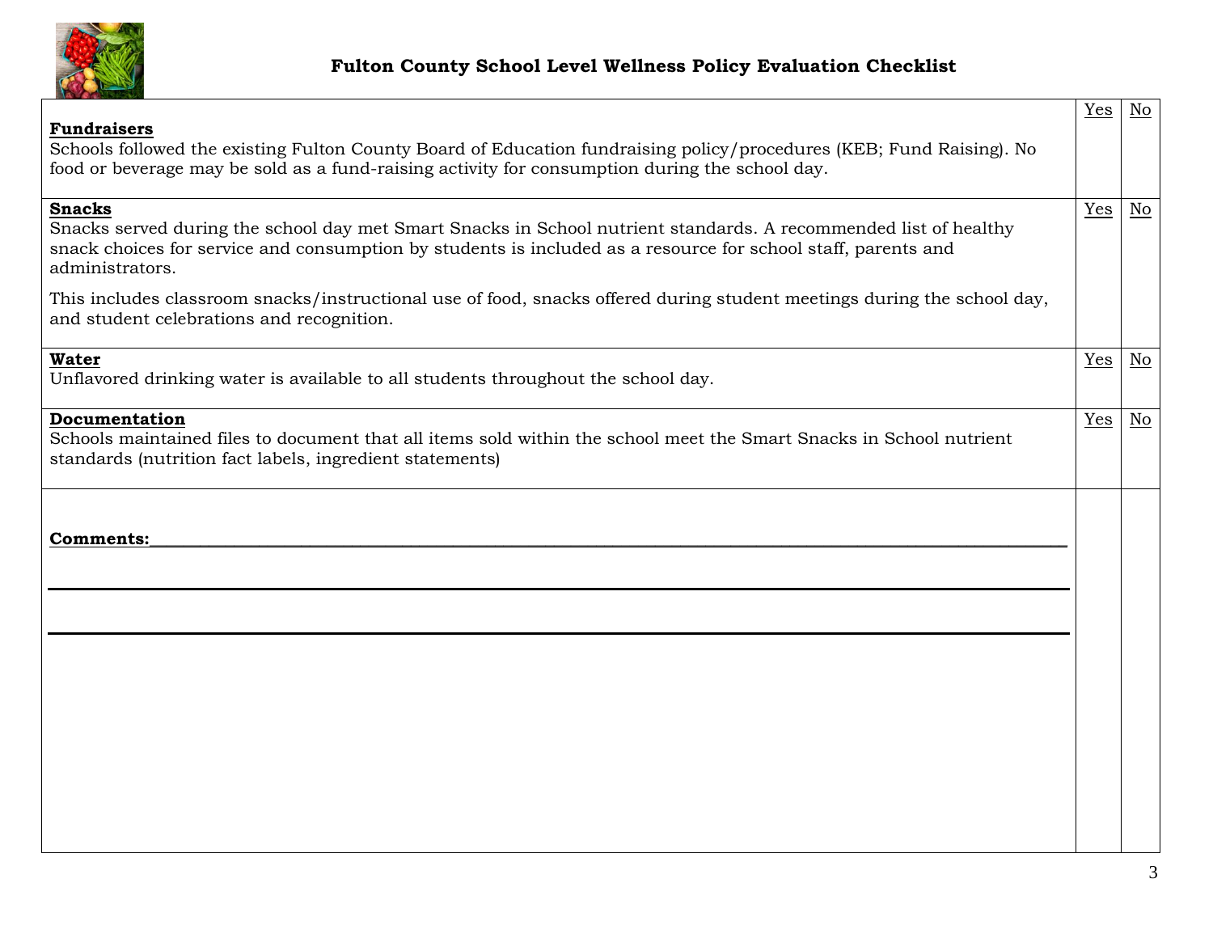# Fulton County School Level Wellness Policy Evaluation Checklist

| | | |
|---|---|---|
| **Fundraisers**<br>Schools followed the existing Fulton County Board of Education fundraising policy/procedures (KEB; Fund Raising). No food or beverage may be sold as a fund-raising activity for consumption during the school day. | Yes | No |
| **Snacks**<br>Snacks served during the school day met Smart Snacks in School nutrient standards. A recommended list of healthy snack choices for service and consumption by students is included as a resource for school staff, parents and administrators.<br><br>This includes classroom snacks/instructional use of food, snacks offered during student meetings during the school day, and student celebrations and recognition. | Yes | No |
| **Water**<br>Unflavored drinking water is available to all students throughout the school day. | Yes | No |
| **Documentation**<br>Schools maintained files to document that all items sold within the school meet the Smart Snacks in School nutrient standards (nutrition fact labels, ingredient statements) | Yes | No |
| **Comments:**______________________________________________<br><br>______________________________________________<br><br>______________________________________________ | | |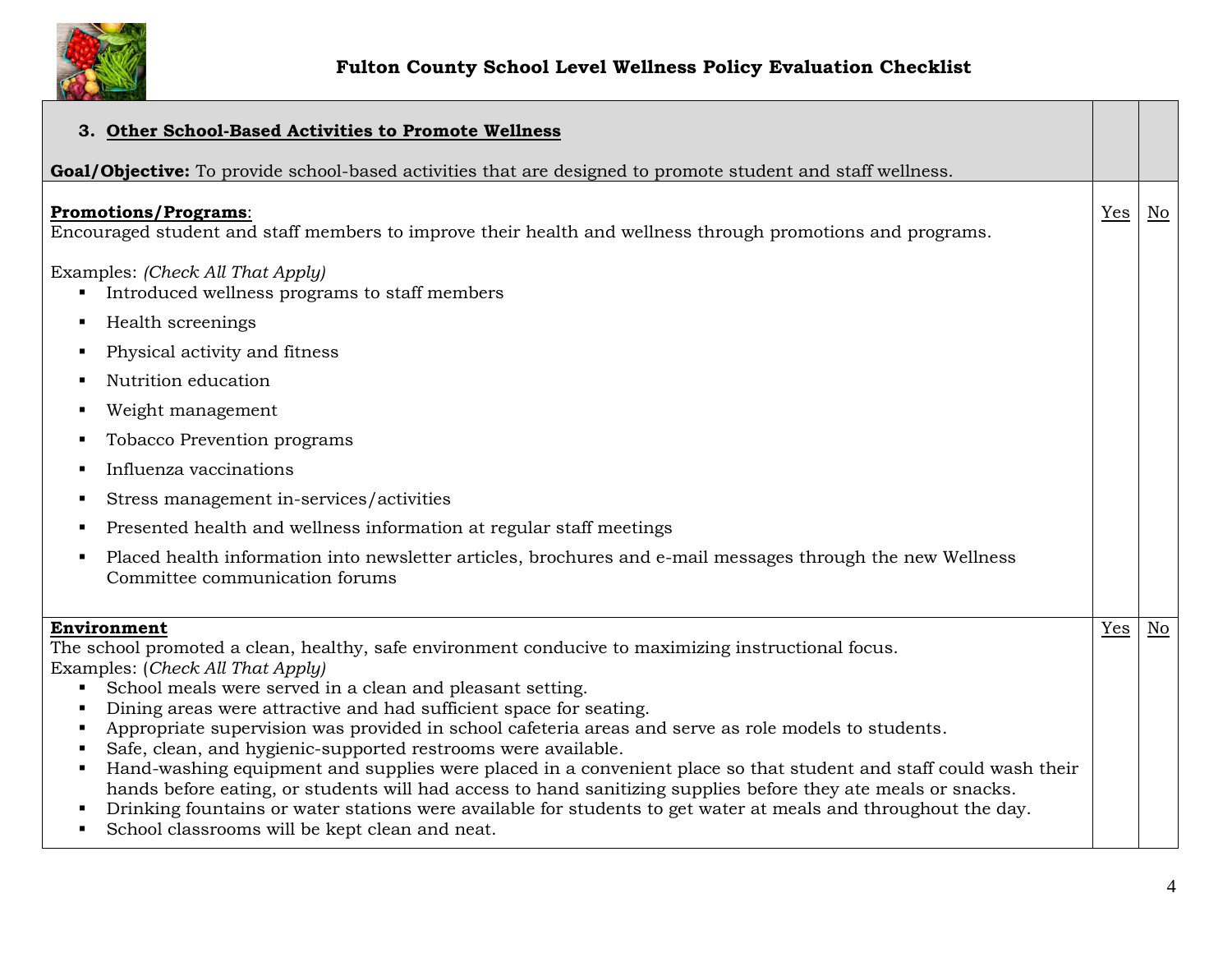**Fulton County School Level Wellness Policy Evaluation Checklist**

| **3. Other School-Based Activities to Promote Wellness**<br><br>**Goal/Objective:** To provide school-based activities that are designed to promote student and staff wellness. | | |
|---|---|---|
| **Promotions/Programs**:<br>Encouraged student and staff members to improve their health and wellness through promotions and programs.<br><br>Examples: *(Check All That Apply)*<br>▪ Introduced wellness programs to staff members<br>▪ Health screenings<br>▪ Physical activity and fitness<br>▪ Nutrition education<br>▪ Weight management<br>▪ Tobacco Prevention programs<br>▪ Influenza vaccinations<br>▪ Stress management in-services/activities<br>▪ Presented health and wellness information at regular staff meetings<br>▪ Placed health information into newsletter articles, brochures and e-mail messages through the new Wellness Committee communication forums | Yes | No |
| **Environment**<br>The school promoted a clean, healthy, safe environment conducive to maximizing instructional focus.<br>Examples: (*Check All That Apply)*<br>▪ School meals were served in a clean and pleasant setting.<br>▪ Dining areas were attractive and had sufficient space for seating.<br>▪ Appropriate supervision was provided in school cafeteria areas and serve as role models to students.<br>▪ Safe, clean, and hygienic-supported restrooms were available.<br>▪ Hand-washing equipment and supplies were placed in a convenient place so that student and staff could wash their hands before eating, or students will had access to hand sanitizing supplies before they ate meals or snacks.<br>▪ Drinking fountains or water stations were available for students to get water at meals and throughout the day.<br>▪ School classrooms will be kept clean and neat. | Yes | No |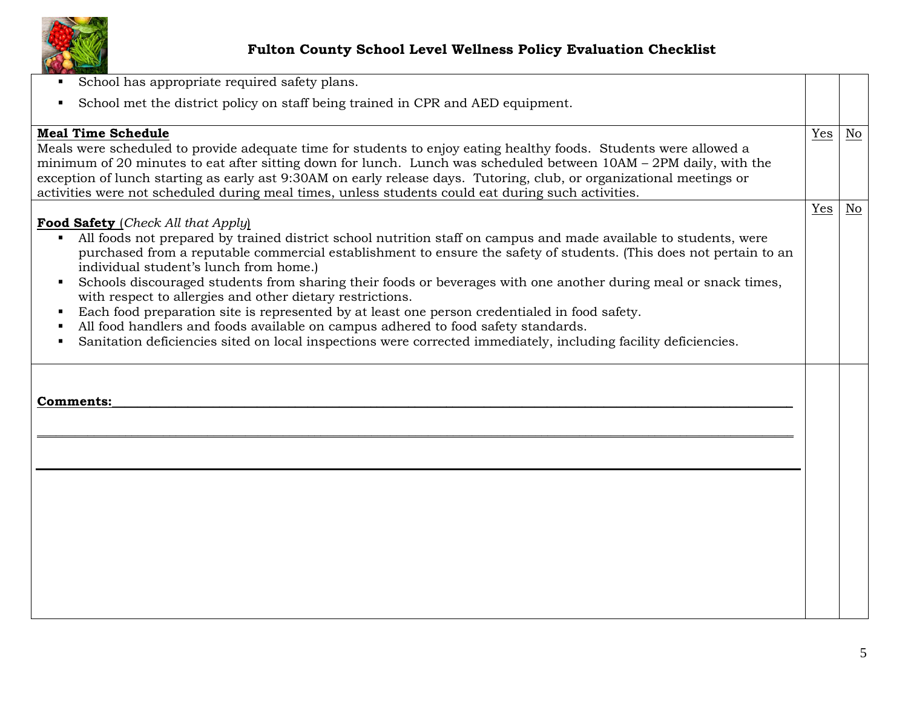| | | |
|---|---|---|
| ▪ School has appropriate required safety plans.<br>▪ School met the district policy on staff being trained in CPR and AED equipment. | | |
| **Meal Time Schedule**<br>Meals were scheduled to provide adequate time for students to enjoy eating healthy foods. Students were allowed a minimum of 20 minutes to eat after sitting down for lunch. Lunch was scheduled between 10AM – 2PM daily, with the exception of lunch starting as early ast 9:30AM on early release days. Tutoring, club, or organizational meetings or activities were not scheduled during meal times, unless students could eat during such activities. | Yes | No |
| **Food Safety** (*Check All that Apply*)<br>▪ All foods not prepared by trained district school nutrition staff on campus and made available to students, were purchased from a reputable commercial establishment to ensure the safety of students. (This does not pertain to an individual student's lunch from home.)<br>▪ Schools discouraged students from sharing their foods or beverages with one another during meal or snack times, with respect to allergies and other dietary restrictions.<br>▪ Each food preparation site is represented by at least one person credentialed in food safety.<br>▪ All food handlers and foods available on campus adhered to food safety standards.<br>▪ Sanitation deficiencies sited on local inspections were corrected immediately, including facility deficiencies. | Yes | No |
| **Comments:**______________________________________________<br>______________________________________________<br>______________________________________________ | | |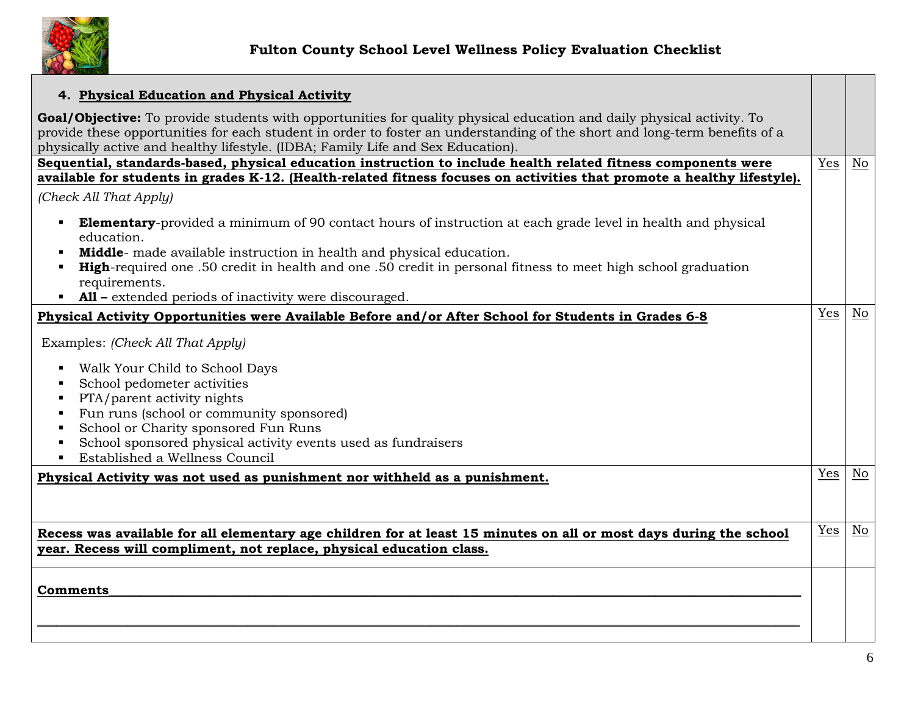# Fulton County School Level Wellness Policy Evaluation Checklist

| **4. Physical Education and Physical Activity**<br><br>**Goal/Objective:** To provide students with opportunities for quality physical education and daily physical activity. To provide these opportunities for each student in order to foster an understanding of the short and long-term benefits of a physically active and healthy lifestyle. (IDBA; Family Life and Sex Education). | | |
|---|---|---|
| **Sequential, standards-based, physical education instruction to include health related fitness components were available for students in grades K-12. (Health-related fitness focuses on activities that promote a healthy lifestyle).**<br><br>*(Check All That Apply)*<br><br>▪ **Elementary**-provided a minimum of 90 contact hours of instruction at each grade level in health and physical education.<br>▪ **Middle**- made available instruction in health and physical education.<br>▪ **High**-required one .50 credit in health and one .50 credit in personal fitness to meet high school graduation requirements.<br>▪ **All –** extended periods of inactivity were discouraged. | Yes | No |
| **Physical Activity Opportunities were Available Before and/or After School for Students in Grades 6-8**<br><br>Examples: *(Check All That Apply)*<br><br>▪ Walk Your Child to School Days<br>▪ School pedometer activities<br>▪ PTA/parent activity nights<br>▪ Fun runs (school or community sponsored)<br>▪ School or Charity sponsored Fun Runs<br>▪ School sponsored physical activity events used as fundraisers<br>▪ Established a Wellness Council | Yes | No |
| **Physical Activity was not used as punishment nor withheld as a punishment.** | Yes | No |
| **Recess was available for all elementary age children for at least 15 minutes on all or most days during the school year. Recess will compliment, not replace, physical education class.** | Yes | No |
| **Comments**\_\_\_\_\_\_\_\_\_\_\_\_\_\_\_\_\_\_\_\_\_\_\_\_\_\_\_\_\_\_\_\_\_\_\_\_\_\_\_\_\_\_\_\_\_\_\_\_\_\_\_\_\_\_\_\_\_\_\_\_\_\_\_\_\_\_\_\_\_\_\_\_\_\_\_\_\_\_<br><br>\_\_\_\_\_\_\_\_\_\_\_\_\_\_\_\_\_\_\_\_\_\_\_\_\_\_\_\_\_\_\_\_\_\_\_\_\_\_\_\_\_\_\_\_\_\_\_\_\_\_\_\_\_\_\_\_\_\_\_\_\_\_\_\_\_\_\_\_\_\_\_\_\_\_\_\_\_\_\_\_\_\_\_\_\_\_\_\_ | | |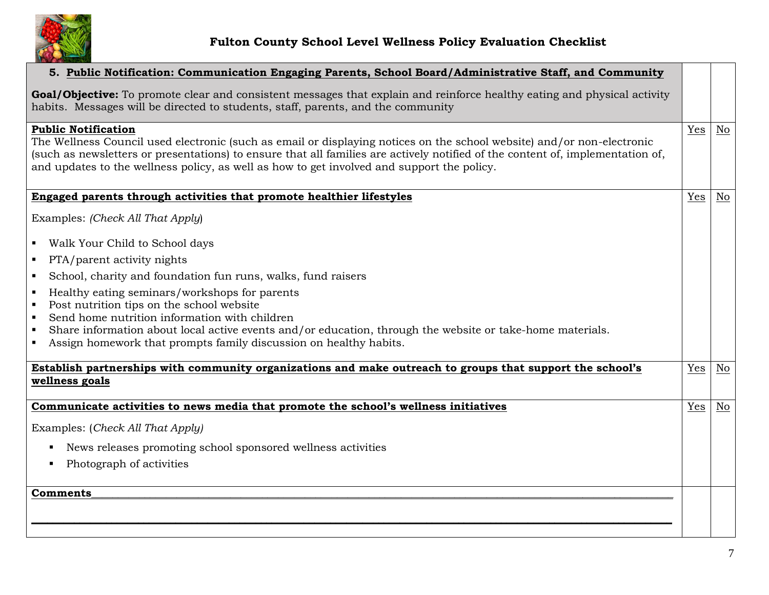# Fulton County School Level Wellness Policy Evaluation Checklist

| **5. Public Notification: Communication Engaging Parents, School Board/Administrative Staff, and Community**<br><br>**Goal/Objective:** To promote clear and consistent messages that explain and reinforce healthy eating and physical activity habits. Messages will be directed to students, staff, parents, and the community | | |
|---|---|---|
| **Public Notification**<br>The Wellness Council used electronic (such as email or displaying notices on the school website) and/or non-electronic (such as newsletters or presentations) to ensure that all families are actively notified of the content of, implementation of, and updates to the wellness policy, as well as how to get involved and support the policy. | Yes | No |
| **Engaged parents through activities that promote healthier lifestyles**<br><br>Examples: *(Check All That Apply)*<br><br>▪ Walk Your Child to School days<br>▪ PTA/parent activity nights<br>▪ School, charity and foundation fun runs, walks, fund raisers<br>▪ Healthy eating seminars/workshops for parents<br>▪ Post nutrition tips on the school website<br>▪ Send home nutrition information with children<br>▪ Share information about local active events and/or education, through the website or take-home materials.<br>▪ Assign homework that prompts family discussion on healthy habits. | Yes | No |
| **Establish partnerships with community organizations and make outreach to groups that support the school's wellness goals** | Yes | No |
| **Communicate activities to news media that promote the school's wellness initiatives**<br><br>Examples: (*Check All That Apply)*<br><br>▪ News releases promoting school sponsored wellness activities<br>▪ Photograph of activities | Yes | No |
| **Comments**________________________________________________<br><br>________________________________________________ | | |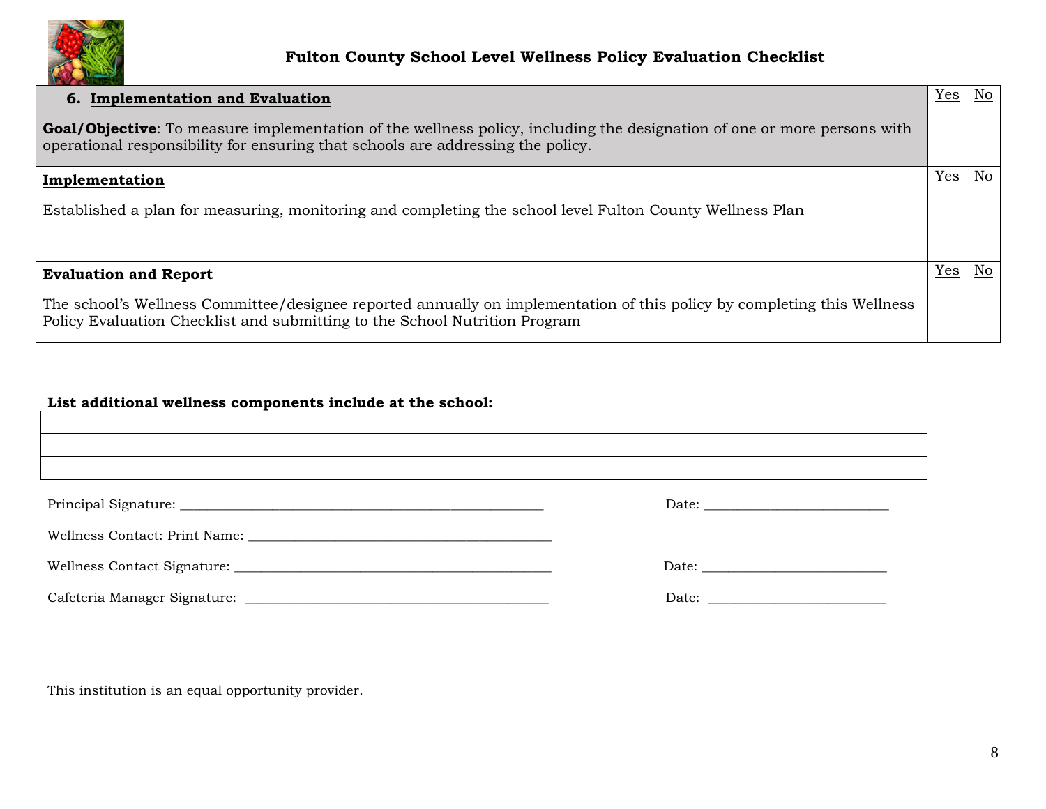# Fulton County School Level Wellness Policy Evaluation Checklist

| 6. **Implementation and Evaluation**<br><br>**Goal/Objective**: To measure implementation of the wellness policy, including the designation of one or more persons with operational responsibility for ensuring that schools are addressing the policy. | Yes | No |
|---|---|---|
| **Implementation**<br><br>Established a plan for measuring, monitoring and completing the school level Fulton County Wellness Plan | Yes | No |
| **Evaluation and Report**<br><br>The school's Wellness Committee/designee reported annually on implementation of this policy by completing this Wellness Policy Evaluation Checklist and submitting to the School Nutrition Program | Yes | No |

**List additional wellness components include at the school:**

| |
|---|
| |
| |
| |

Principal Signature: ______________________________ Date: ______________

Wellness Contact: Print Name: ______________________________

Wellness Contact Signature: ______________________________ Date: ______________

Cafeteria Manager Signature: ______________________________ Date: ______________

This institution is an equal opportunity provider.